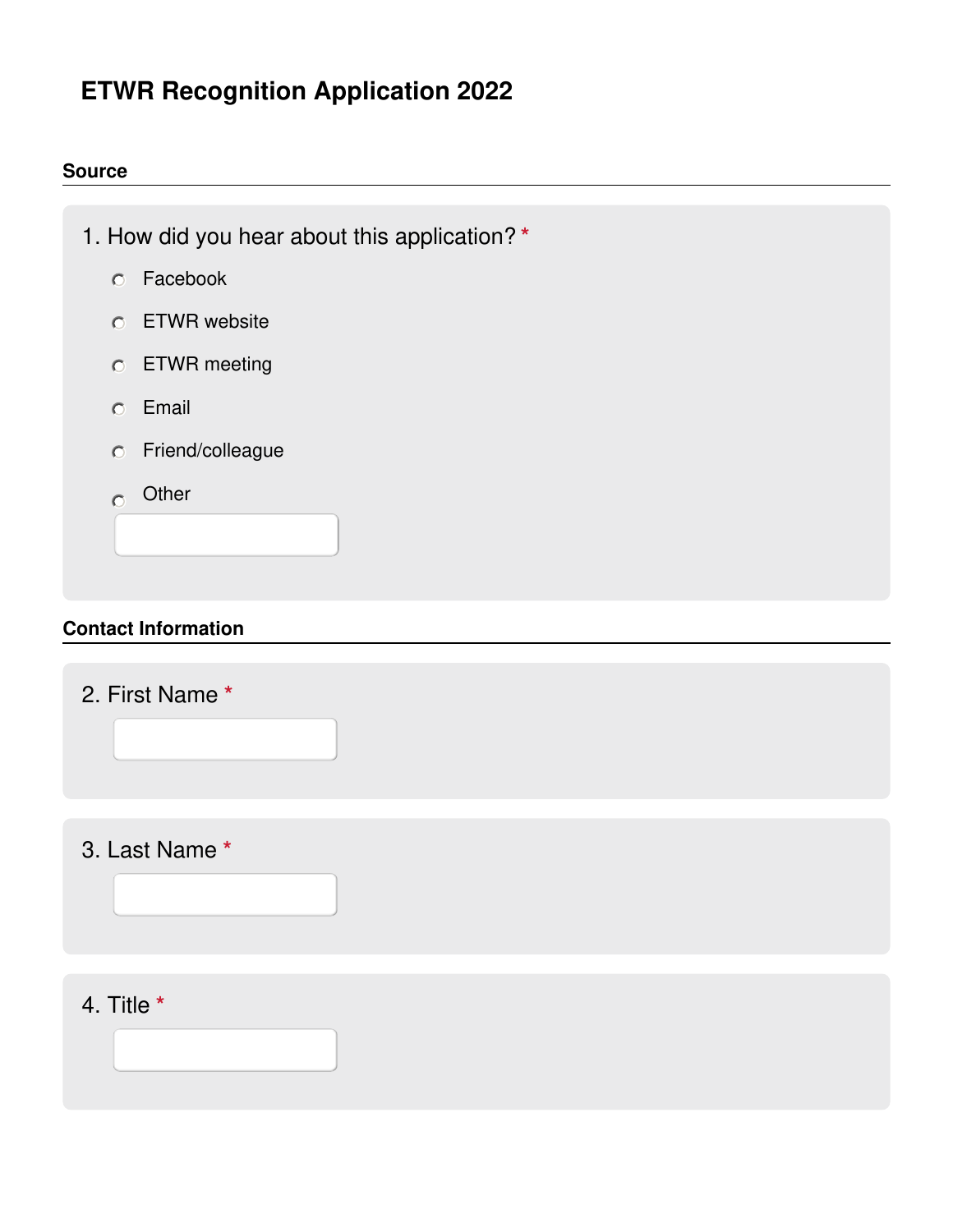# ETWR Recognition Application 2022

## Source

1. How did you hear about this application? *

- ○ Facebook
- ○ ETWR website
- ○ ETWR meeting
- ○ Email
- ○ Friend/colleague
- ○ Other

## Contact Information

2. First Name *

3. Last Name *

4. Title *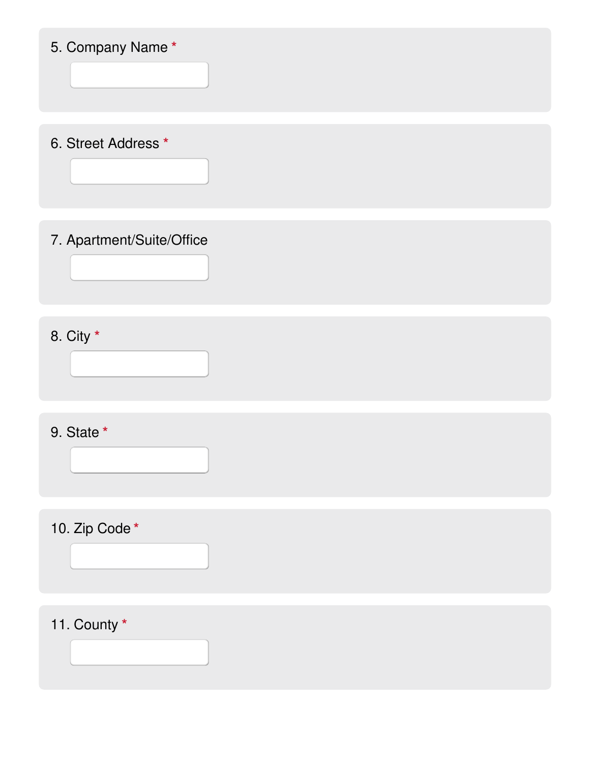5. Company Name *

6. Street Address *

7. Apartment/Suite/Office

8. City *

9. State *

10. Zip Code *

11. County *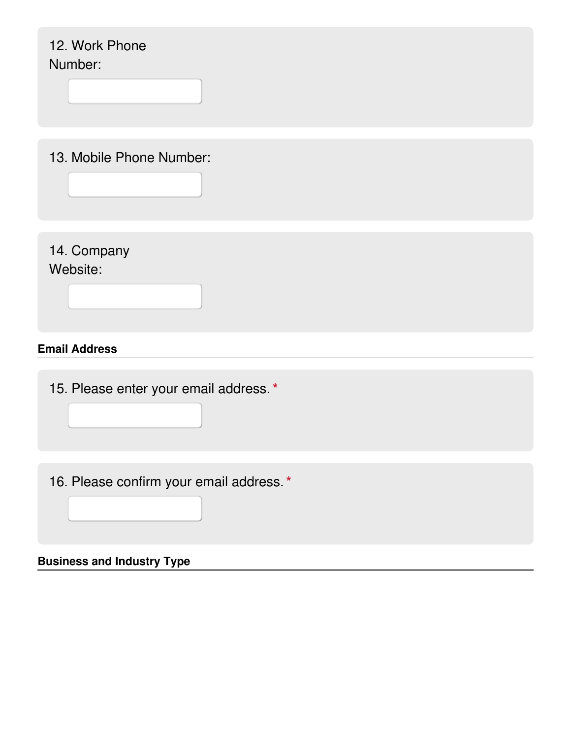12. Work Phone Number:

13. Mobile Phone Number:

14. Company Website:

**Email Address**

15. Please enter your email address. *

16. Please confirm your email address. *

**Business and Industry Type**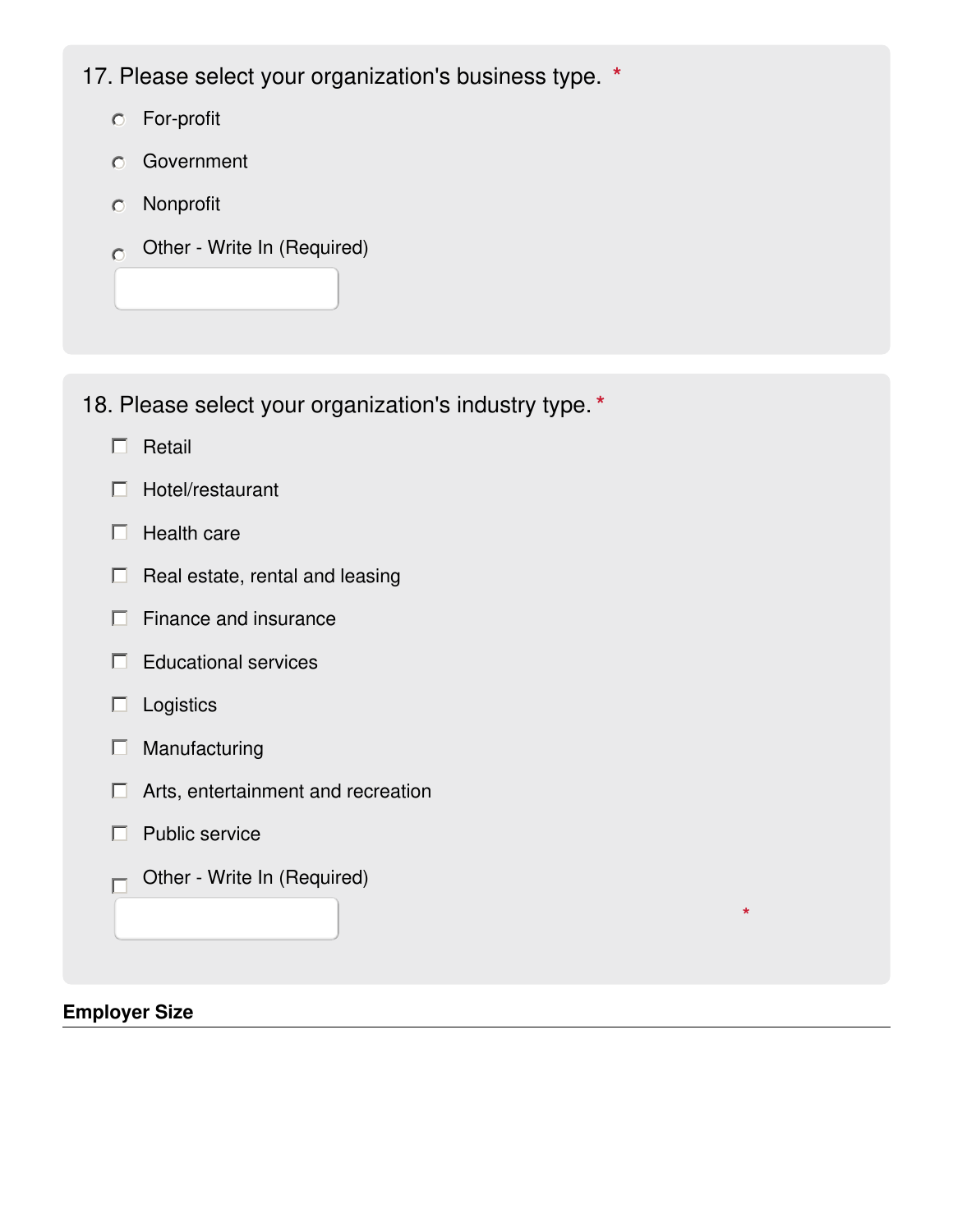17. Please select your organization's business type. *

- For-profit
- Government
- Nonprofit
- Other - Write In (Required)

18. Please select your organization's industry type. *

- Retail
- Hotel/restaurant
- Health care
- Real estate, rental and leasing
- Finance and insurance
- Educational services
- Logistics
- Manufacturing
- Arts, entertainment and recreation
- Public service
- Other - Write In (Required)

*

**Employer Size**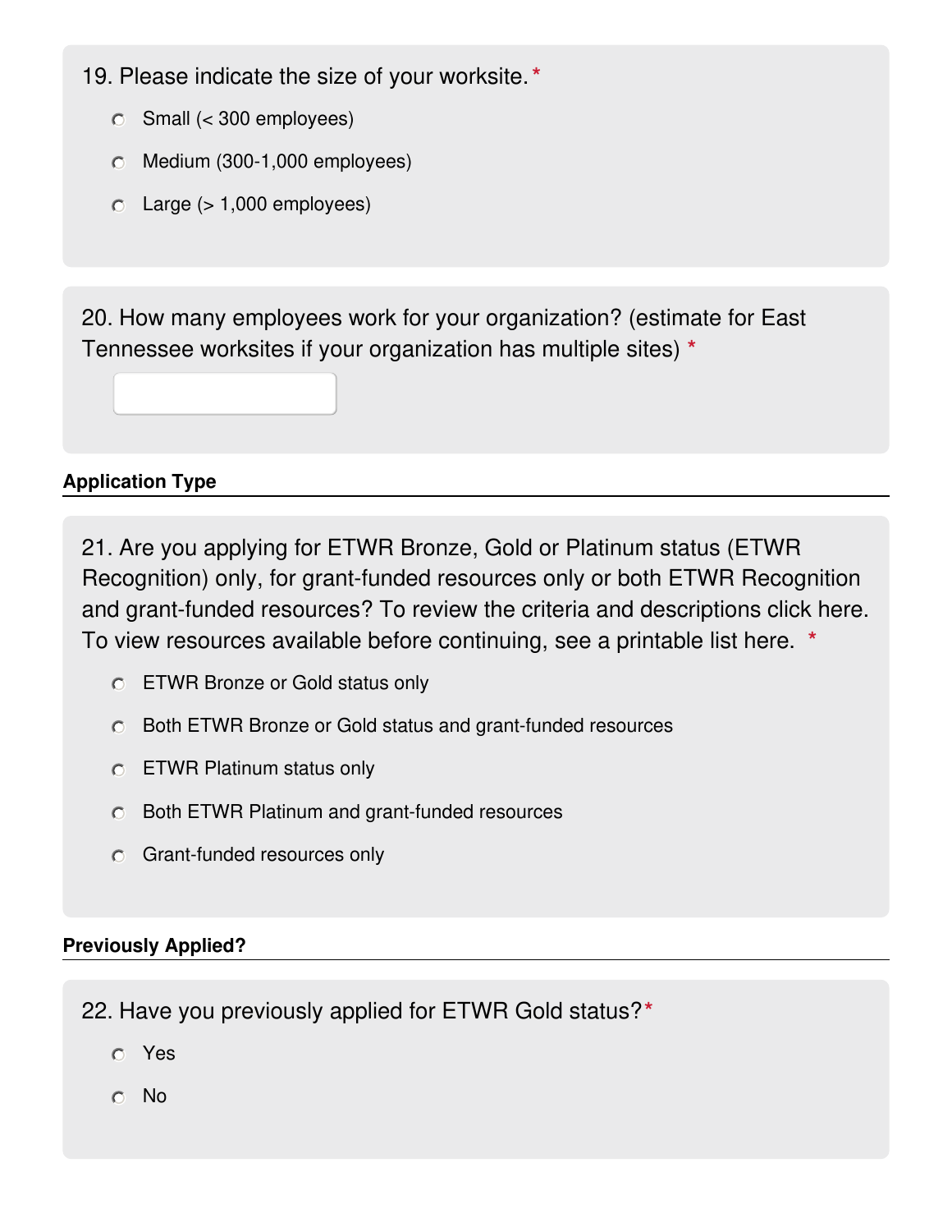19. Please indicate the size of your worksite.*

- Small (< 300 employees)
- Medium (300-1,000 employees)
- Large (> 1,000 employees)

20. How many employees work for your organization? (estimate for East Tennessee worksites if your organization has multiple sites) *

### Application Type

21. Are you applying for ETWR Bronze, Gold or Platinum status (ETWR Recognition) only, for grant-funded resources only or both ETWR Recognition and grant-funded resources? To review the criteria and descriptions click here. To view resources available before continuing, see a printable list here. *

- ETWR Bronze or Gold status only
- Both ETWR Bronze or Gold status and grant-funded resources
- ETWR Platinum status only
- Both ETWR Platinum and grant-funded resources
- Grant-funded resources only

### Previously Applied?

22. Have you previously applied for ETWR Gold status?*

- Yes
- No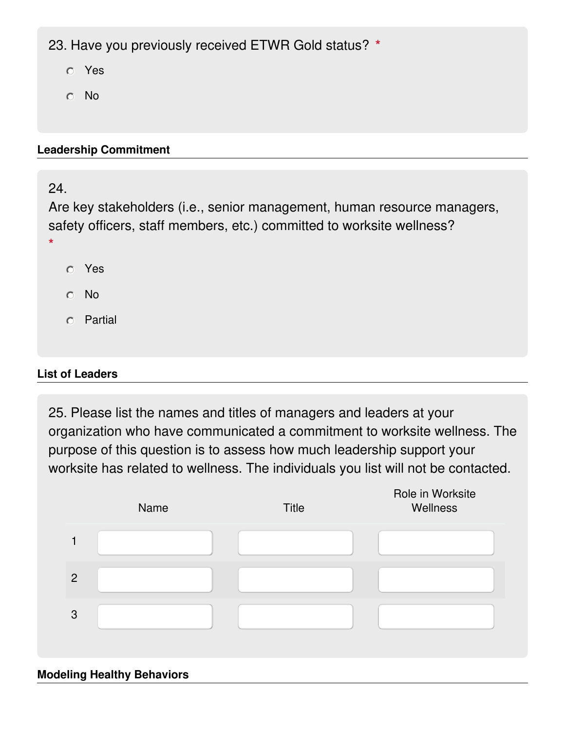23. Have you previously received ETWR Gold status? *

- ○ Yes
- ○ No

### Leadership Commitment

24. Are key stakeholders (i.e., senior management, human resource managers, safety officers, staff members, etc.) committed to worksite wellness? *

- ○ Yes
- ○ No
- ○ Partial

### List of Leaders

25. Please list the names and titles of managers and leaders at your organization who have communicated a commitment to worksite wellness. The purpose of this question is to assess how much leadership support your worksite has related to wellness. The individuals you list will not be contacted.

| | Name | Title | Role in Worksite Wellness |
|---|---|---|---|
| 1 | | | |
| 2 | | | |
| 3 | | | |

### Modeling Healthy Behaviors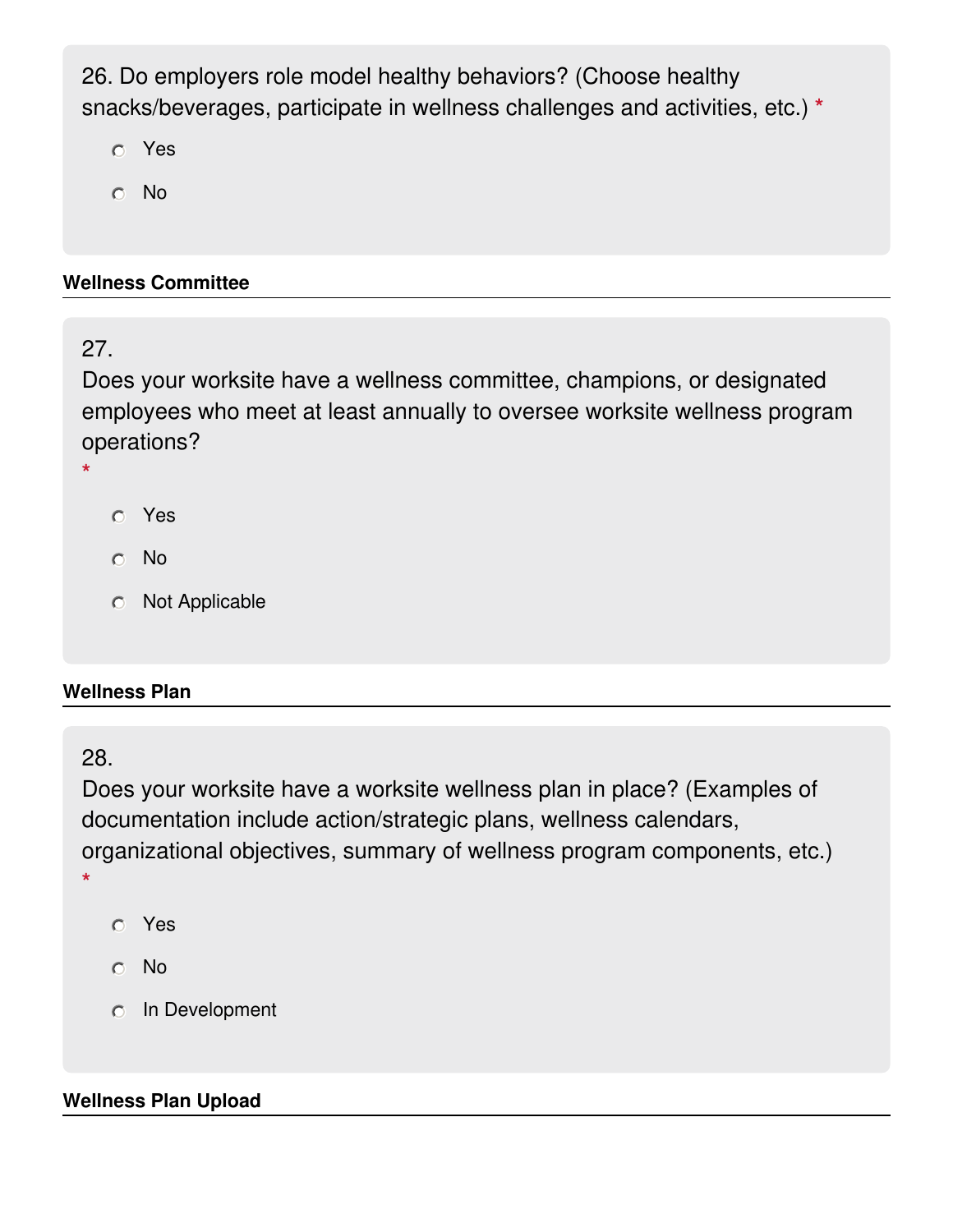26. Do employers role model healthy behaviors? (Choose healthy snacks/beverages, participate in wellness challenges and activities, etc.) *

- Yes
- No

**Wellness Committee**

27.
Does your worksite have a wellness committee, champions, or designated employees who meet at least annually to oversee worksite wellness program operations?
*

- Yes
- No
- Not Applicable

**Wellness Plan**

28.
Does your worksite have a worksite wellness plan in place? (Examples of documentation include action/strategic plans, wellness calendars, organizational objectives, summary of wellness program components, etc.)
*

- Yes
- No
- In Development

**Wellness Plan Upload**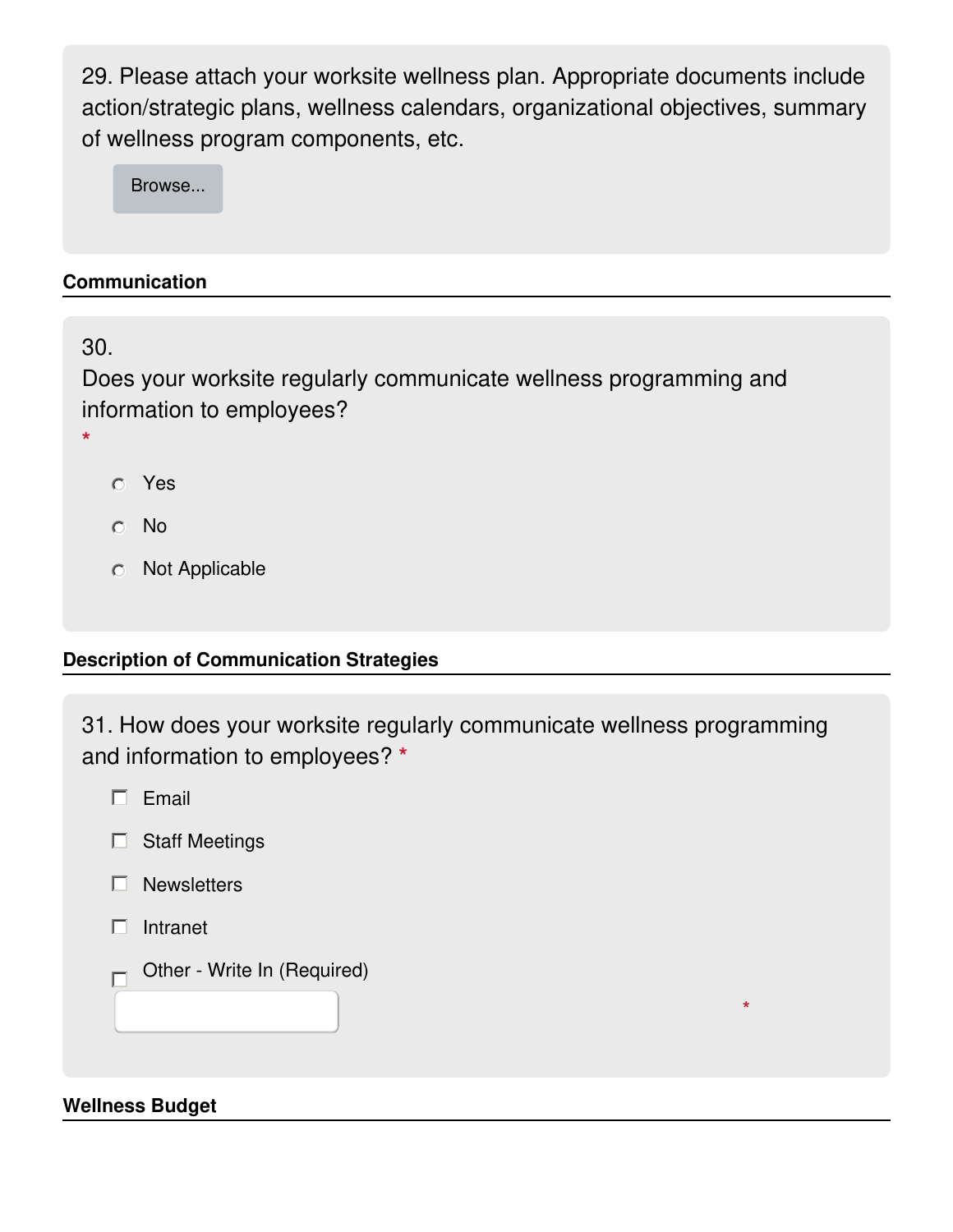29. Please attach your worksite wellness plan. Appropriate documents include action/strategic plans, wellness calendars, organizational objectives, summary of wellness program components, etc.

Browse...

### Communication

30.
Does your worksite regularly communicate wellness programming and information to employees?
*

- Yes
- No
- Not Applicable

### Description of Communication Strategies

31. How does your worksite regularly communicate wellness programming and information to employees? *

- [ ] Email
- [ ] Staff Meetings
- [ ] Newsletters
- [ ] Intranet
- [ ] Other - Write In (Required) *

### Wellness Budget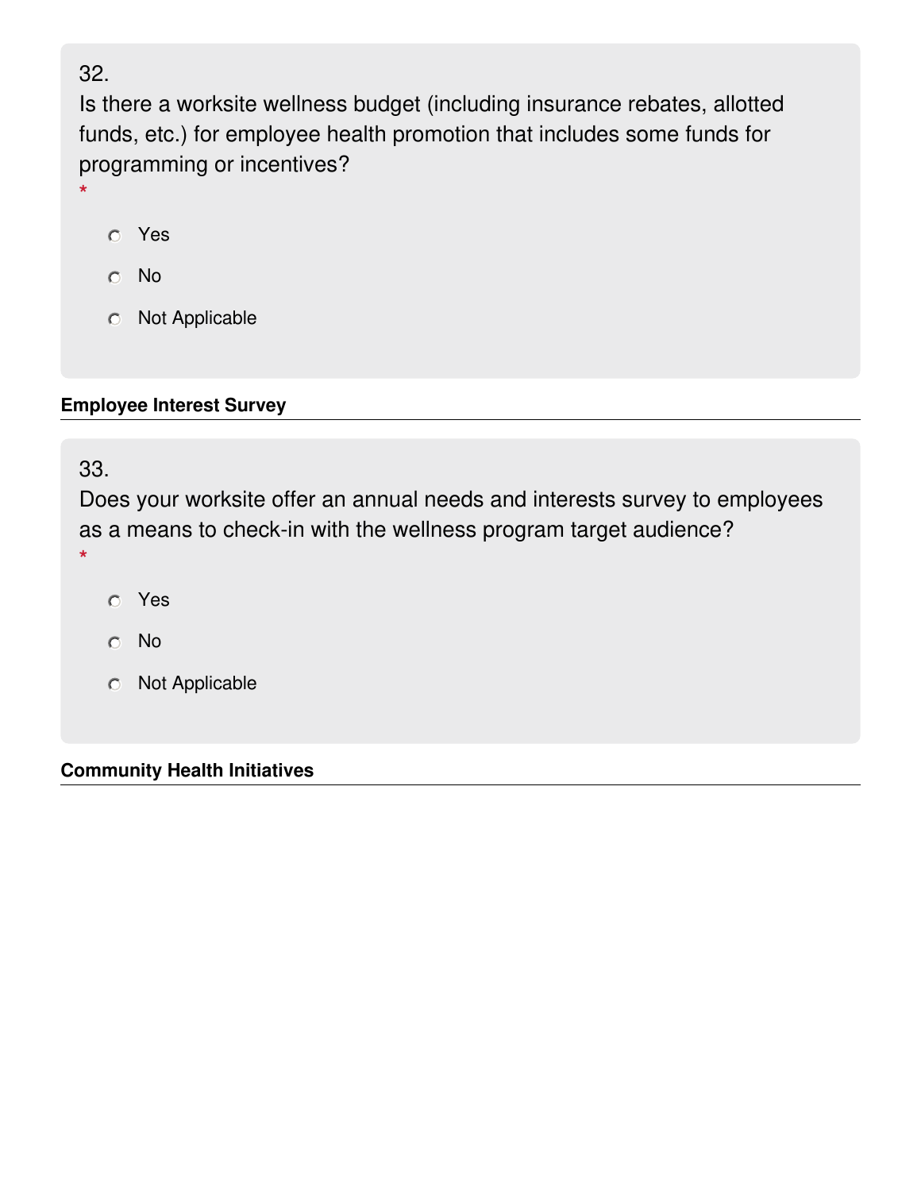32.
Is there a worksite wellness budget (including insurance rebates, allotted funds, etc.) for employee health promotion that includes some funds for programming or incentives?
*

- Yes
- No
- Not Applicable

**Employee Interest Survey**

33.
Does your worksite offer an annual needs and interests survey to employees as a means to check-in with the wellness program target audience?
*

- Yes
- No
- Not Applicable

**Community Health Initiatives**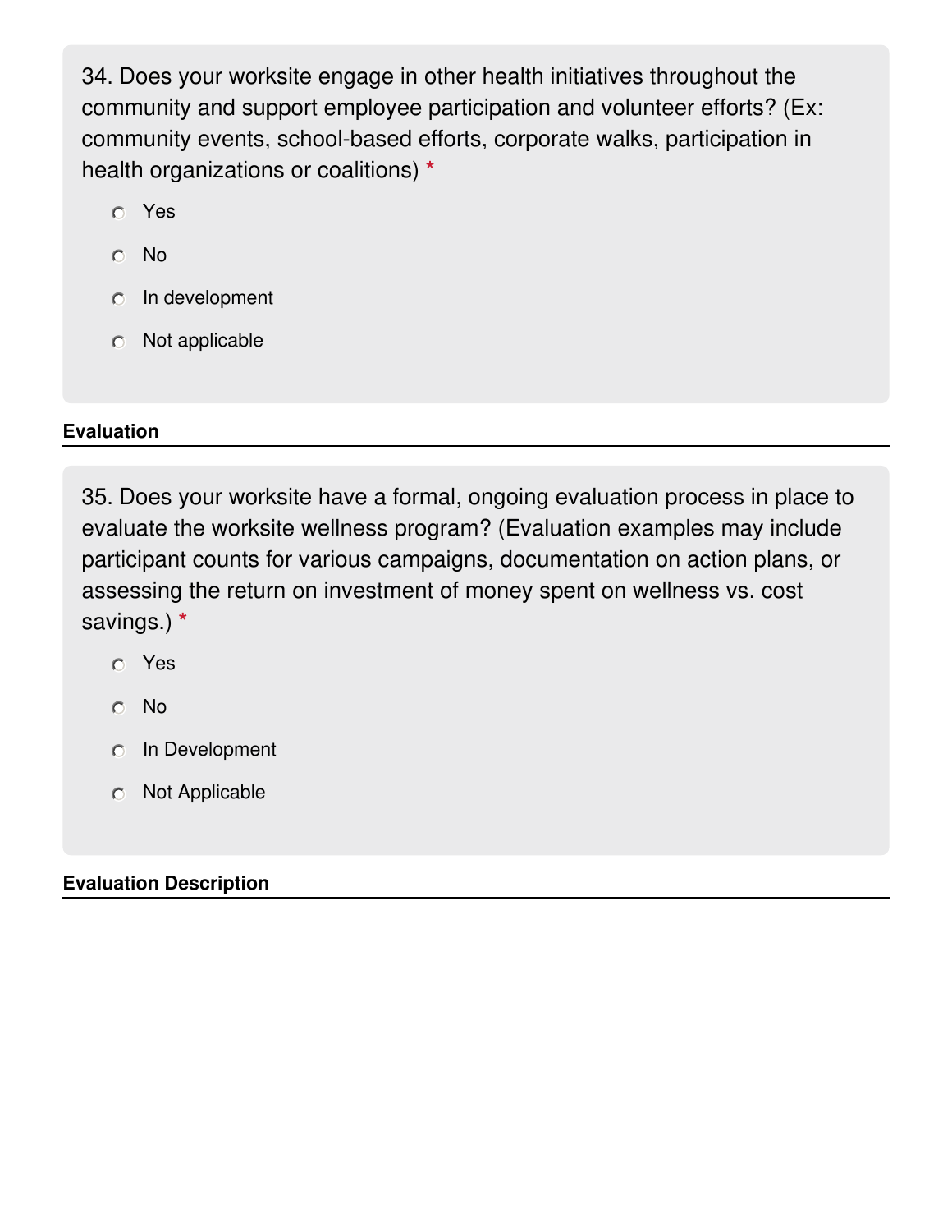34. Does your worksite engage in other health initiatives throughout the community and support employee participation and volunteer efforts? (Ex: community events, school-based efforts, corporate walks, participation in health organizations or coalitions) *

- Yes
- No
- In development
- Not applicable

**Evaluation**

35. Does your worksite have a formal, ongoing evaluation process in place to evaluate the worksite wellness program? (Evaluation examples may include participant counts for various campaigns, documentation on action plans, or assessing the return on investment of money spent on wellness vs. cost savings.) *

- Yes
- No
- In Development
- Not Applicable

**Evaluation Description**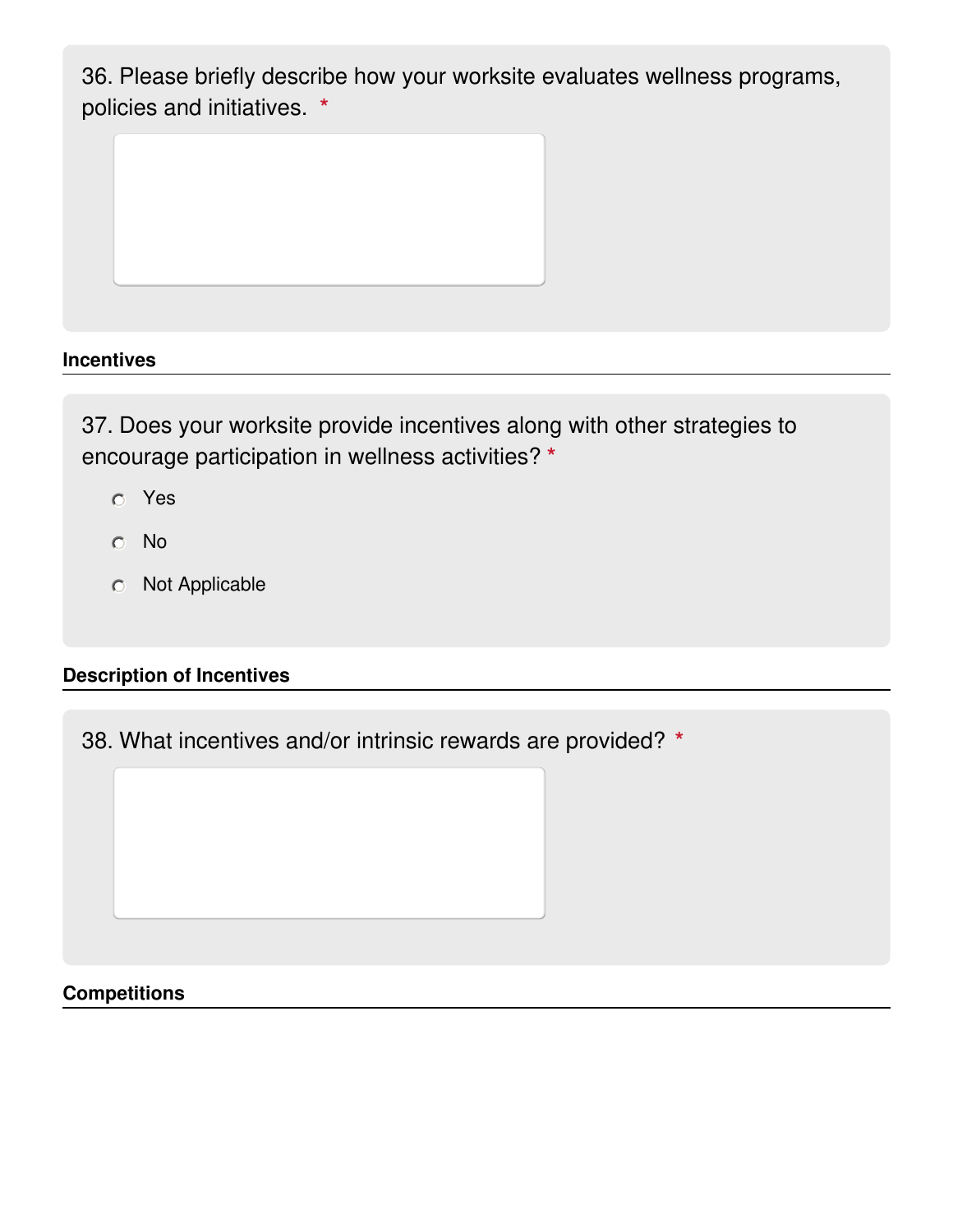36. Please briefly describe how your worksite evaluates wellness programs, policies and initiatives. *

### Incentives

37. Does your worksite provide incentives along with other strategies to encourage participation in wellness activities? *

- Yes
- No
- Not Applicable

### Description of Incentives

38. What incentives and/or intrinsic rewards are provided? *

### Competitions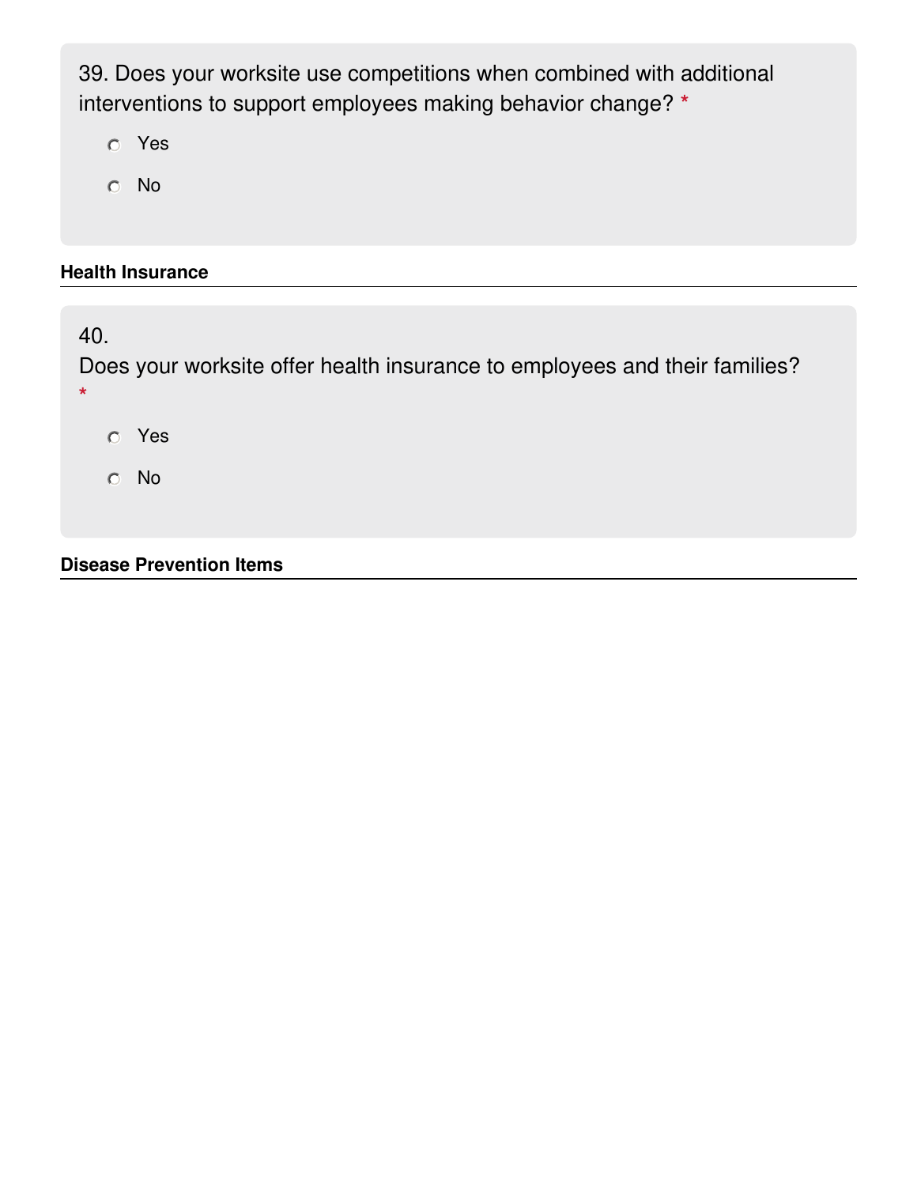39. Does your worksite use competitions when combined with additional interventions to support employees making behavior change? *

- Yes
- No

### Health Insurance

40.
Does your worksite offer health insurance to employees and their families? *

- Yes
- No

### Disease Prevention Items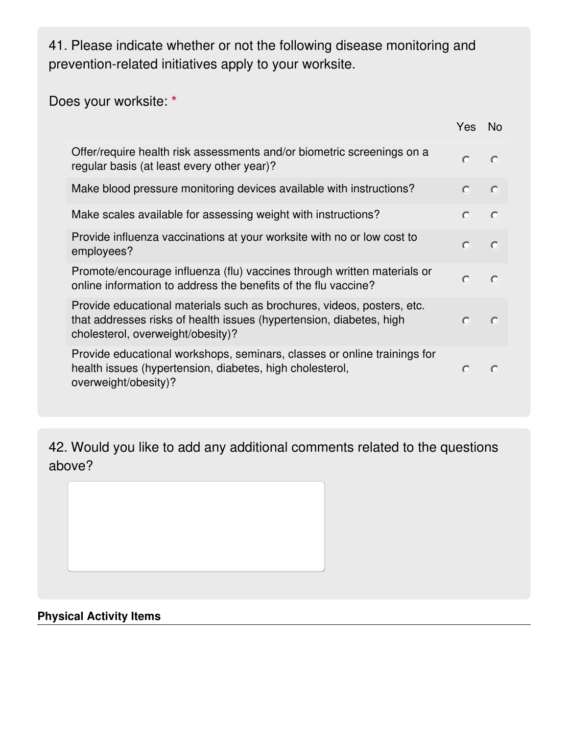41. Please indicate whether or not the following disease monitoring and prevention-related initiatives apply to your worksite.

Does your worksite: *

| | Yes | No |
|---|---|---|
| Offer/require health risk assessments and/or biometric screenings on a regular basis (at least every other year)? | ○ | ○ |
| Make blood pressure monitoring devices available with instructions? | ○ | ○ |
| Make scales available for assessing weight with instructions? | ○ | ○ |
| Provide influenza vaccinations at your worksite with no or low cost to employees? | ○ | ○ |
| Promote/encourage influenza (flu) vaccines through written materials or online information to address the benefits of the flu vaccine? | ○ | ○ |
| Provide educational materials such as brochures, videos, posters, etc. that addresses risks of health issues (hypertension, diabetes, high cholesterol, overweight/obesity)? | ○ | ○ |
| Provide educational workshops, seminars, classes or online trainings for health issues (hypertension, diabetes, high cholesterol, overweight/obesity)? | ○ | ○ |

42. Would you like to add any additional comments related to the questions above?

**Physical Activity Items**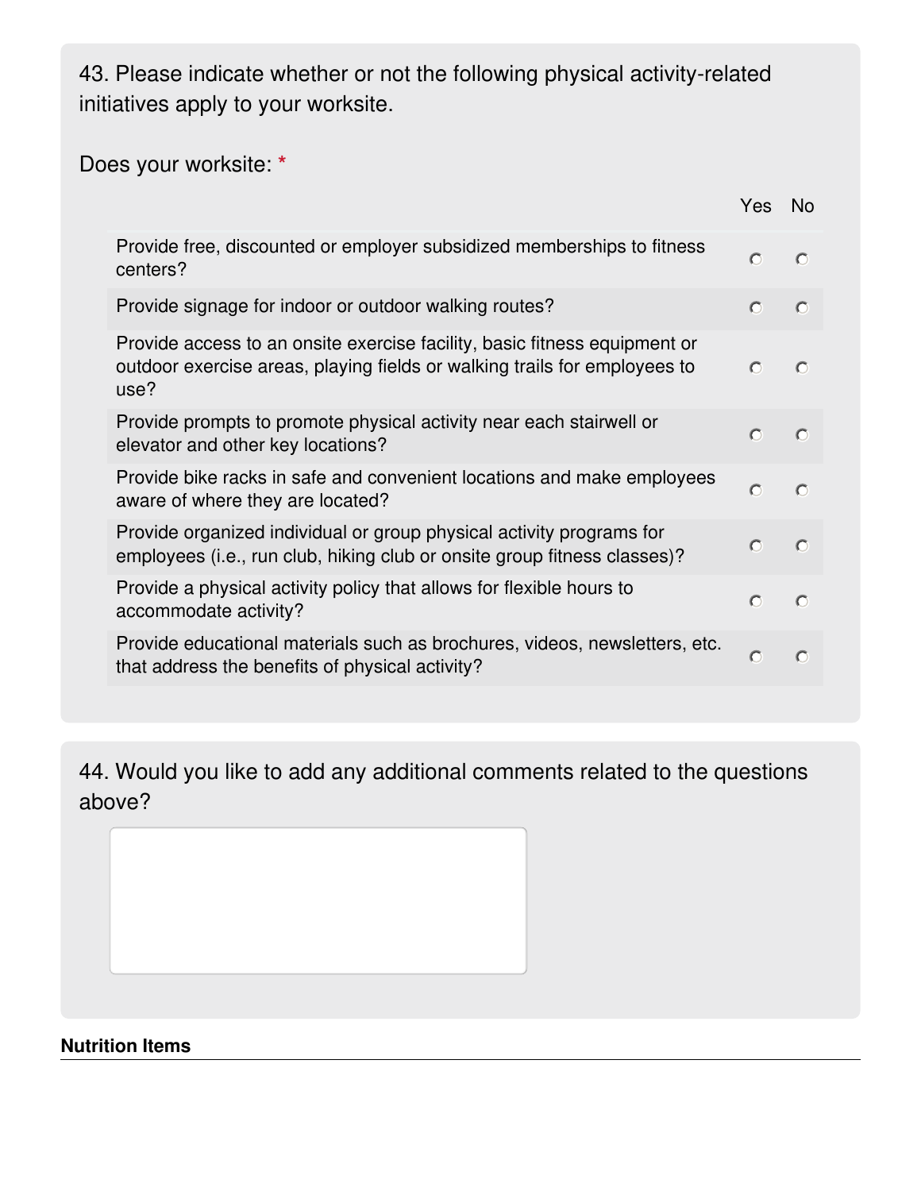43. Please indicate whether or not the following physical activity-related initiatives apply to your worksite.

Does your worksite: *

| | Yes | No |
|---|---|---|
| Provide free, discounted or employer subsidized memberships to fitness centers? | ○ | ○ |
| Provide signage for indoor or outdoor walking routes? | ○ | ○ |
| Provide access to an onsite exercise facility, basic fitness equipment or outdoor exercise areas, playing fields or walking trails for employees to use? | ○ | ○ |
| Provide prompts to promote physical activity near each stairwell or elevator and other key locations? | ○ | ○ |
| Provide bike racks in safe and convenient locations and make employees aware of where they are located? | ○ | ○ |
| Provide organized individual or group physical activity programs for employees (i.e., run club, hiking club or onsite group fitness classes)? | ○ | ○ |
| Provide a physical activity policy that allows for flexible hours to accommodate activity? | ○ | ○ |
| Provide educational materials such as brochures, videos, newsletters, etc. that address the benefits of physical activity? | ○ | ○ |

44. Would you like to add any additional comments related to the questions above?

**Nutrition Items**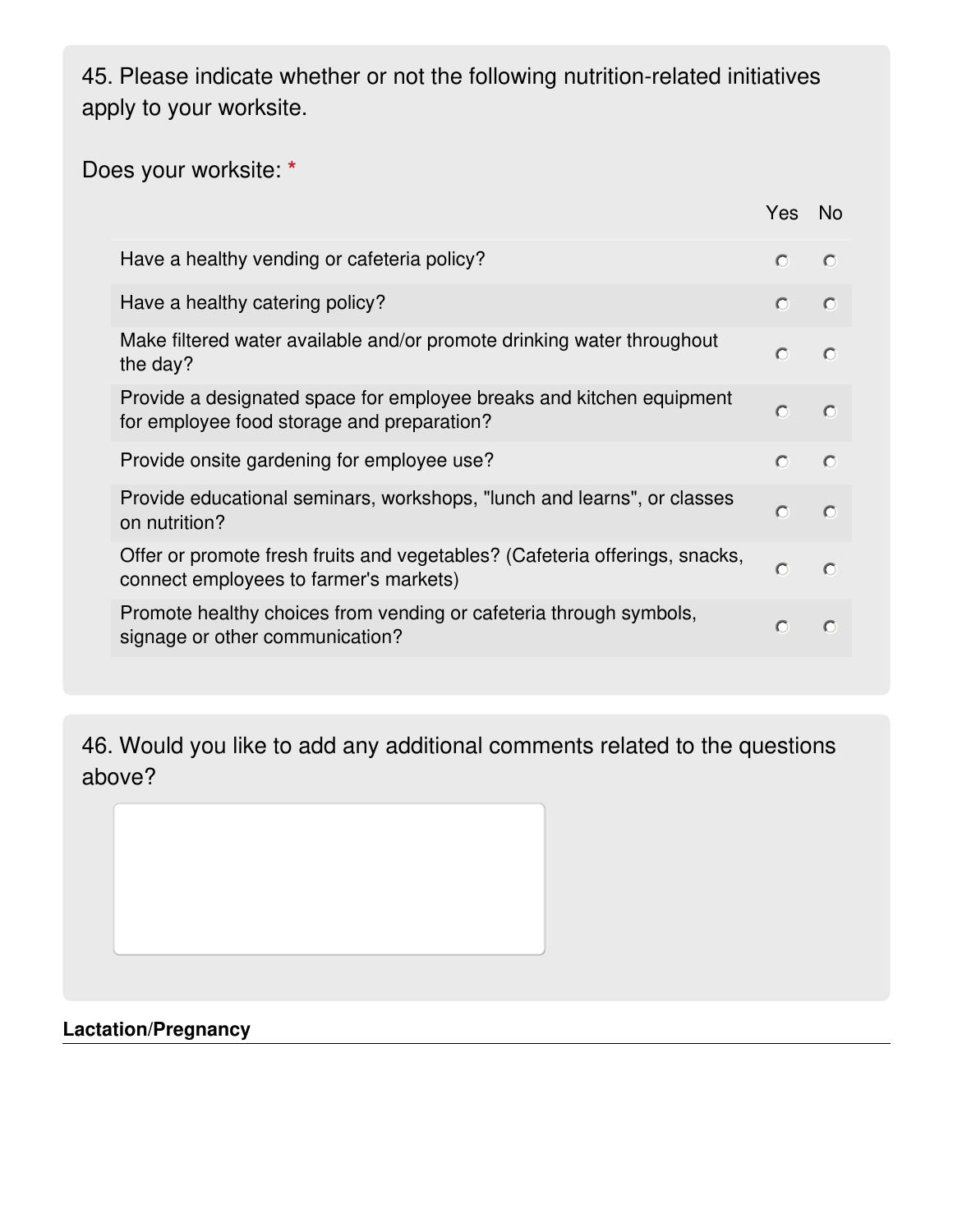45. Please indicate whether or not the following nutrition-related initiatives apply to your worksite.

Does your worksite: *

| | Yes | No |
|---|---|---|
| Have a healthy vending or cafeteria policy? | ○ | ○ |
| Have a healthy catering policy? | ○ | ○ |
| Make filtered water available and/or promote drinking water throughout the day? | ○ | ○ |
| Provide a designated space for employee breaks and kitchen equipment for employee food storage and preparation? | ○ | ○ |
| Provide onsite gardening for employee use? | ○ | ○ |
| Provide educational seminars, workshops, "lunch and learns", or classes on nutrition? | ○ | ○ |
| Offer or promote fresh fruits and vegetables? (Cafeteria offerings, snacks, connect employees to farmer's markets) | ○ | ○ |
| Promote healthy choices from vending or cafeteria through symbols, signage or other communication? | ○ | ○ |

46. Would you like to add any additional comments related to the questions above?

**Lactation/Pregnancy**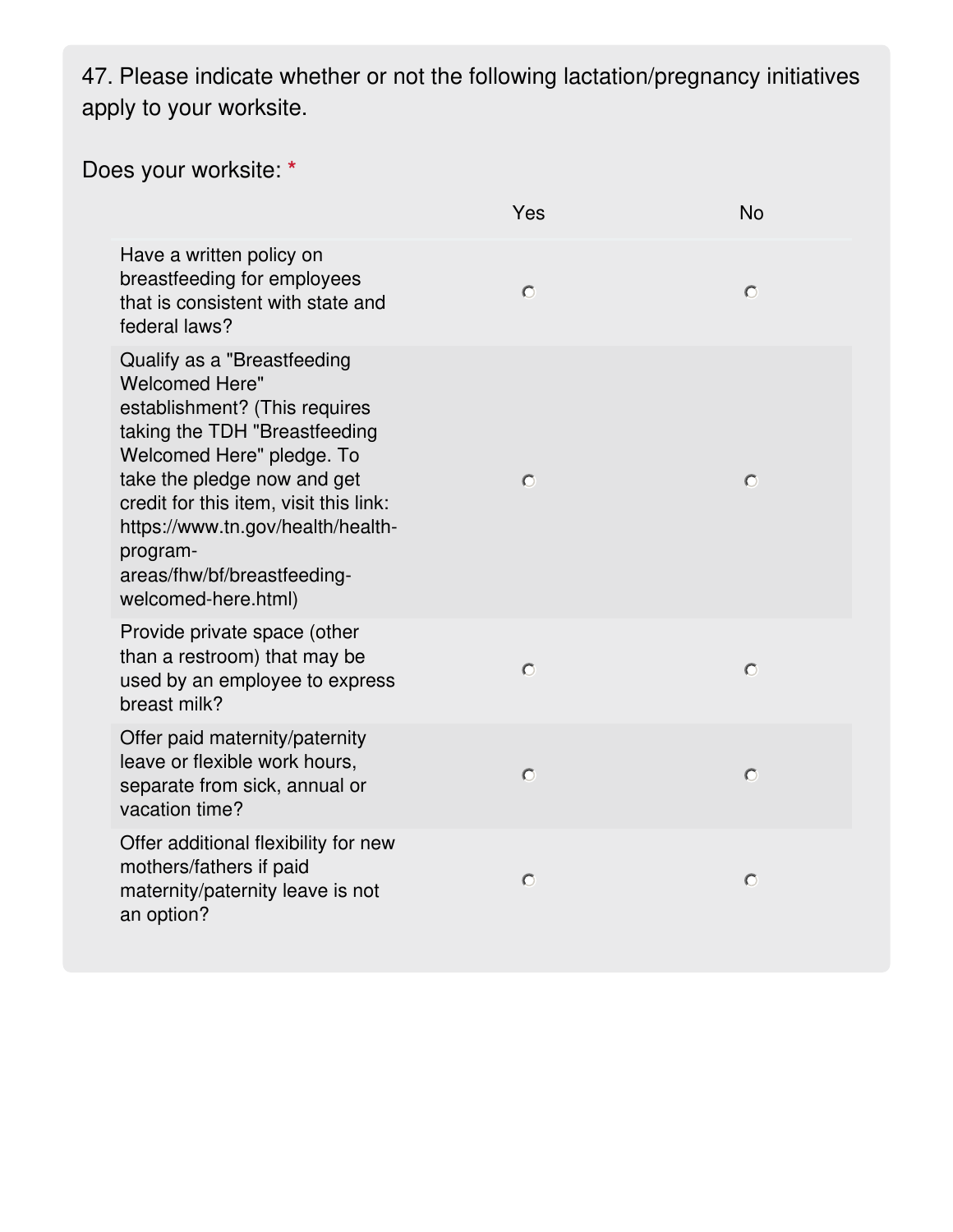47. Please indicate whether or not the following lactation/pregnancy initiatives apply to your worksite.

Does your worksite: *

| | Yes | No |
|---|---|---|
| Have a written policy on breastfeeding for employees that is consistent with state and federal laws? | ○ | ○ |
| Qualify as a "Breastfeeding Welcomed Here" establishment? (This requires taking the TDH "Breastfeeding Welcomed Here" pledge. To take the pledge now and get credit for this item, visit this link: https://www.tn.gov/health/health-program-areas/fhw/bf/breastfeeding-welcomed-here.html) | ○ | ○ |
| Provide private space (other than a restroom) that may be used by an employee to express breast milk? | ○ | ○ |
| Offer paid maternity/paternity leave or flexible work hours, separate from sick, annual or vacation time? | ○ | ○ |
| Offer additional flexibility for new mothers/fathers if paid maternity/paternity leave is not an option? | ○ | ○ |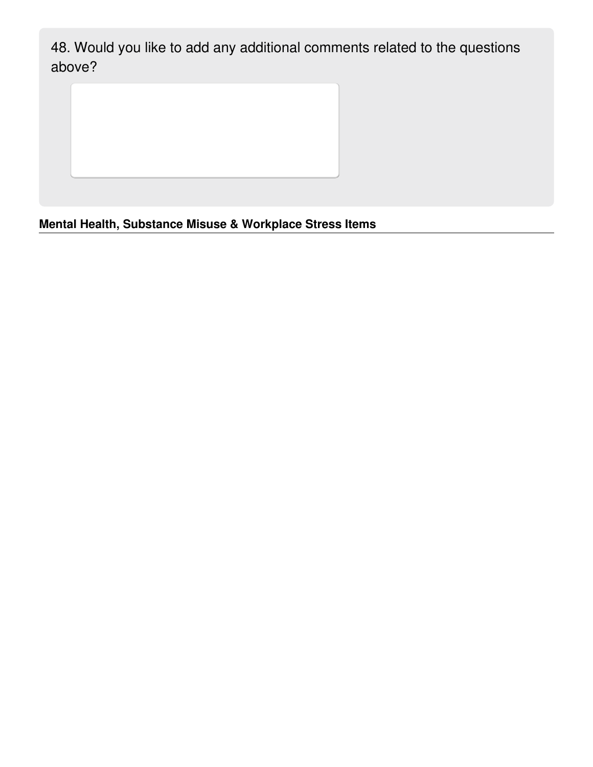48. Would you like to add any additional comments related to the questions above?

**Mental Health, Substance Misuse & Workplace Stress Items**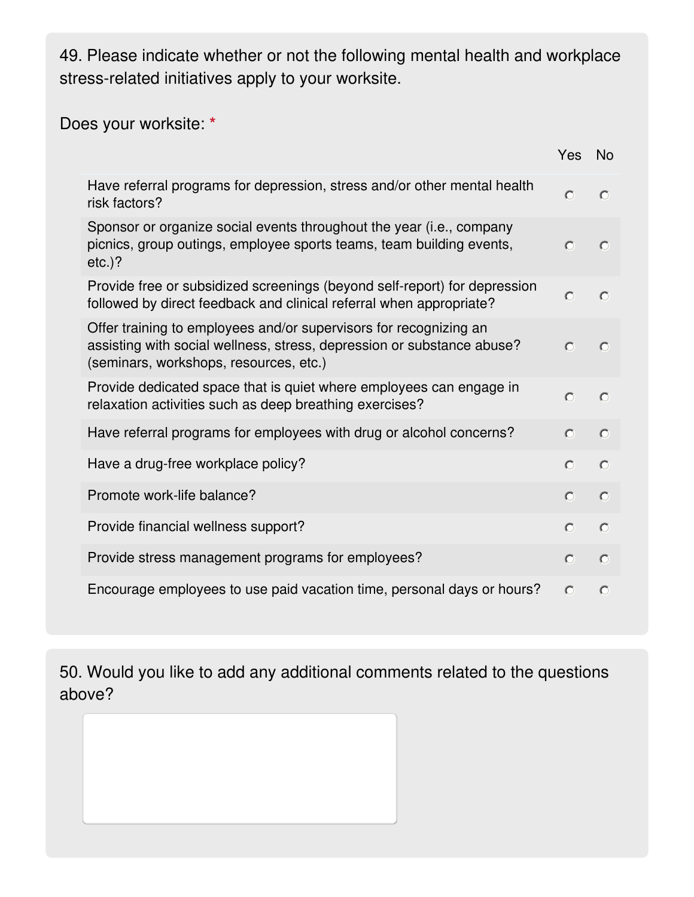49. Please indicate whether or not the following mental health and workplace stress-related initiatives apply to your worksite.

Does your worksite: *

| | Yes | No |
|---|---|---|
| Have referral programs for depression, stress and/or other mental health risk factors? | ○ | ○ |
| Sponsor or organize social events throughout the year (i.e., company picnics, group outings, employee sports teams, team building events, etc.)? | ○ | ○ |
| Provide free or subsidized screenings (beyond self-report) for depression followed by direct feedback and clinical referral when appropriate? | ○ | ○ |
| Offer training to employees and/or supervisors for recognizing an assisting with social wellness, stress, depression or substance abuse? (seminars, workshops, resources, etc.) | ○ | ○ |
| Provide dedicated space that is quiet where employees can engage in relaxation activities such as deep breathing exercises? | ○ | ○ |
| Have referral programs for employees with drug or alcohol concerns? | ○ | ○ |
| Have a drug-free workplace policy? | ○ | ○ |
| Promote work-life balance? | ○ | ○ |
| Provide financial wellness support? | ○ | ○ |
| Provide stress management programs for employees? | ○ | ○ |
| Encourage employees to use paid vacation time, personal days or hours? | ○ | ○ |

50. Would you like to add any additional comments related to the questions above?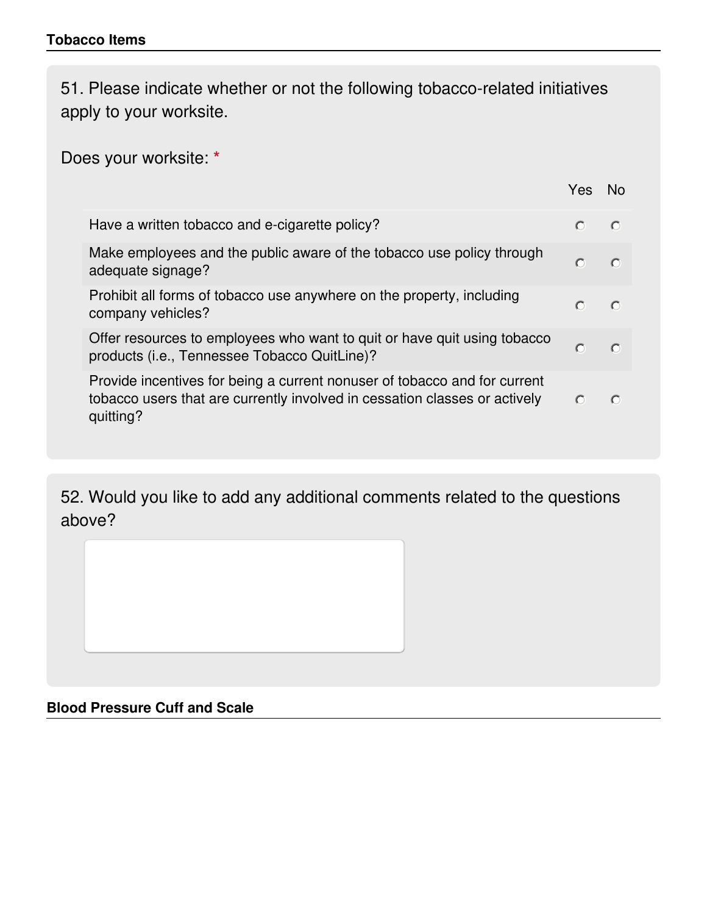## Tobacco Items

51. Please indicate whether or not the following tobacco-related initiatives apply to your worksite.

Does your worksite: *

| | Yes | No |
|---|---|---|
| Have a written tobacco and e-cigarette policy? | ○ | ○ |
| Make employees and the public aware of the tobacco use policy through adequate signage? | ○ | ○ |
| Prohibit all forms of tobacco use anywhere on the property, including company vehicles? | ○ | ○ |
| Offer resources to employees who want to quit or have quit using tobacco products (i.e., Tennessee Tobacco QuitLine)? | ○ | ○ |
| Provide incentives for being a current nonuser of tobacco and for current tobacco users that are currently involved in cessation classes or actively quitting? | ○ | ○ |

52. Would you like to add any additional comments related to the questions above?

## Blood Pressure Cuff and Scale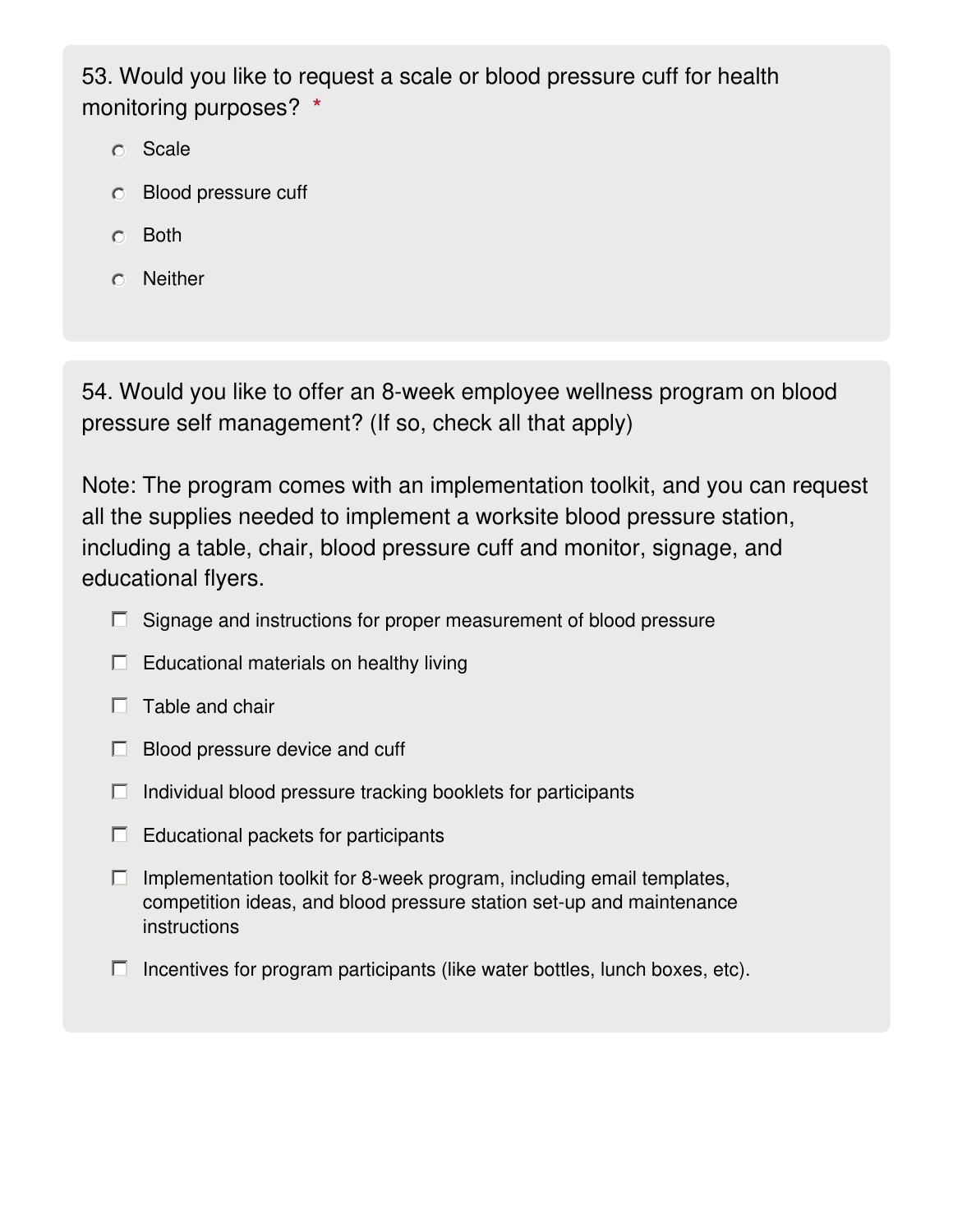53. Would you like to request a scale or blood pressure cuff for health monitoring purposes? *

- Scale
- Blood pressure cuff
- Both
- Neither

54. Would you like to offer an 8-week employee wellness program on blood pressure self management? (If so, check all that apply)

Note: The program comes with an implementation toolkit, and you can request all the supplies needed to implement a worksite blood pressure station, including a table, chair, blood pressure cuff and monitor, signage, and educational flyers.

- [ ] Signage and instructions for proper measurement of blood pressure
- [ ] Educational materials on healthy living
- [ ] Table and chair
- [ ] Blood pressure device and cuff
- [ ] Individual blood pressure tracking booklets for participants
- [ ] Educational packets for participants
- [ ] Implementation toolkit for 8-week program, including email templates, competition ideas, and blood pressure station set-up and maintenance instructions
- [ ] Incentives for program participants (like water bottles, lunch boxes, etc).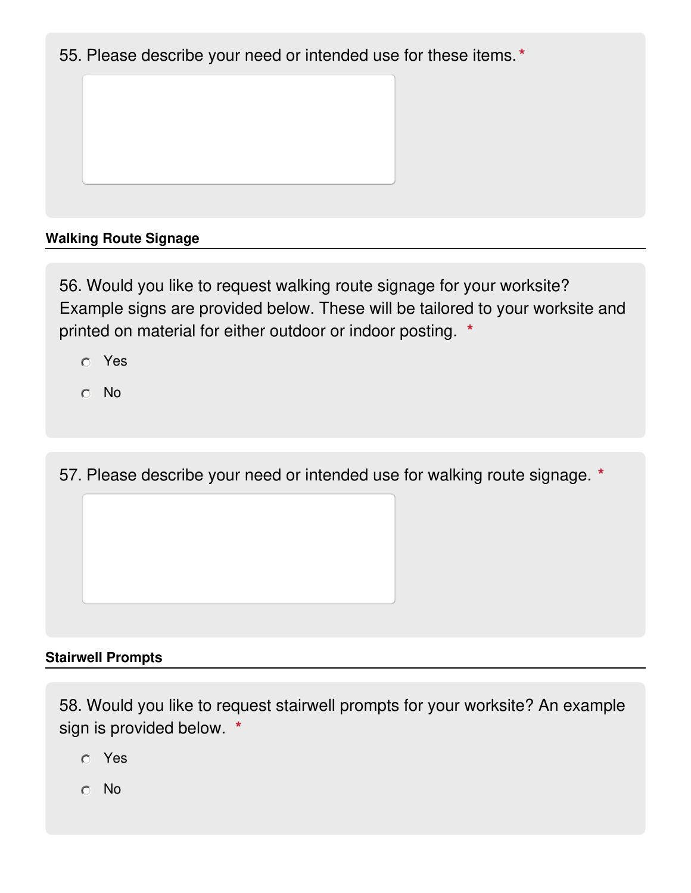55. Please describe your need or intended use for these items. *

### Walking Route Signage

56. Would you like to request walking route signage for your worksite? Example signs are provided below. These will be tailored to your worksite and printed on material for either outdoor or indoor posting. *

- Yes
- No

57. Please describe your need or intended use for walking route signage. *

### Stairwell Prompts

58. Would you like to request stairwell prompts for your worksite? An example sign is provided below. *

- Yes
- No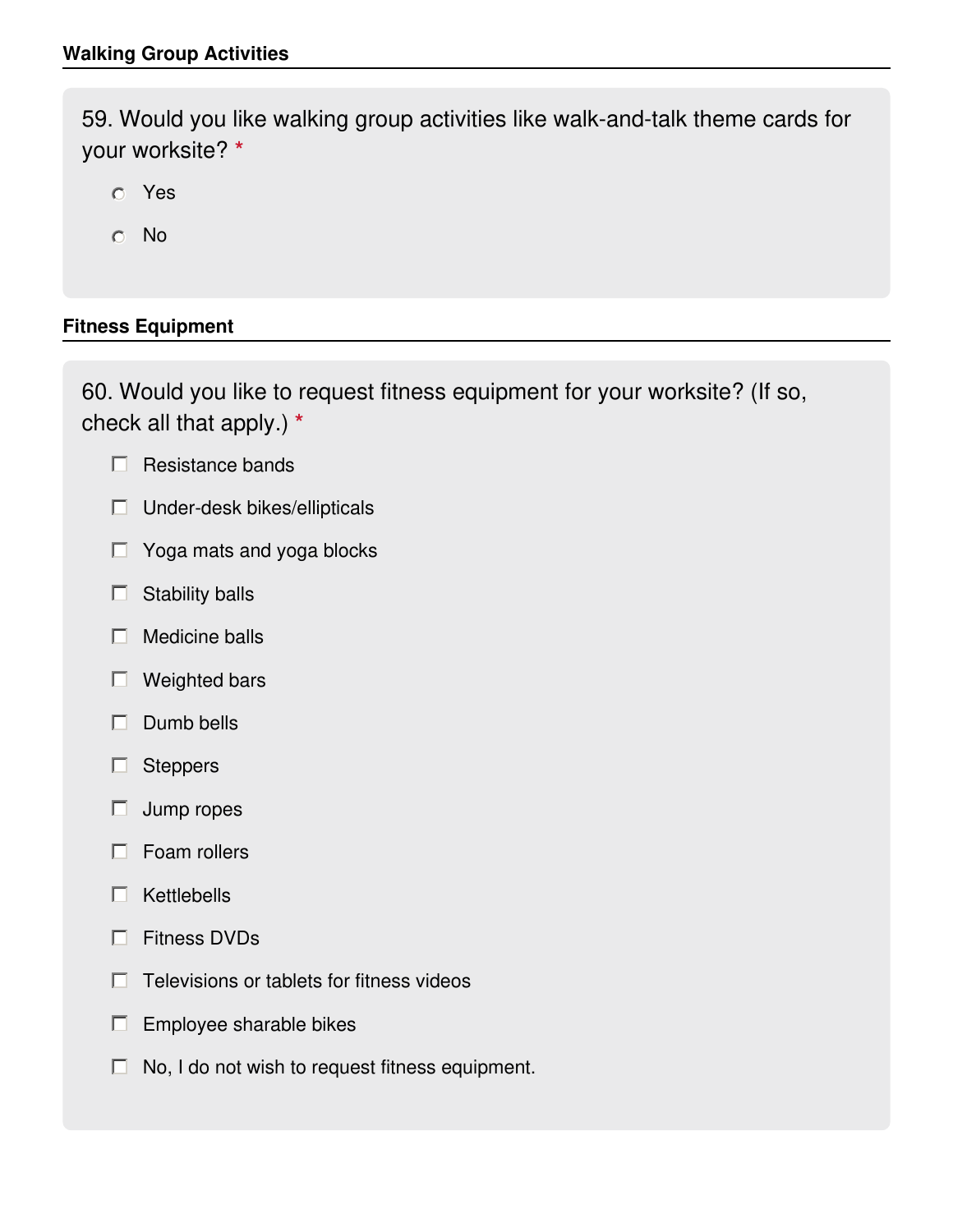### Walking Group Activities

59. Would you like walking group activities like walk-and-talk theme cards for your worksite? *

- ○ Yes
- ○ No

### Fitness Equipment

60. Would you like to request fitness equipment for your worksite? (If so, check all that apply.) *

- ☐ Resistance bands
- ☐ Under-desk bikes/ellipticals
- ☐ Yoga mats and yoga blocks
- ☐ Stability balls
- ☐ Medicine balls
- ☐ Weighted bars
- ☐ Dumb bells
- ☐ Steppers
- ☐ Jump ropes
- ☐ Foam rollers
- ☐ Kettlebells
- ☐ Fitness DVDs
- ☐ Televisions or tablets for fitness videos
- ☐ Employee sharable bikes
- ☐ No, I do not wish to request fitness equipment.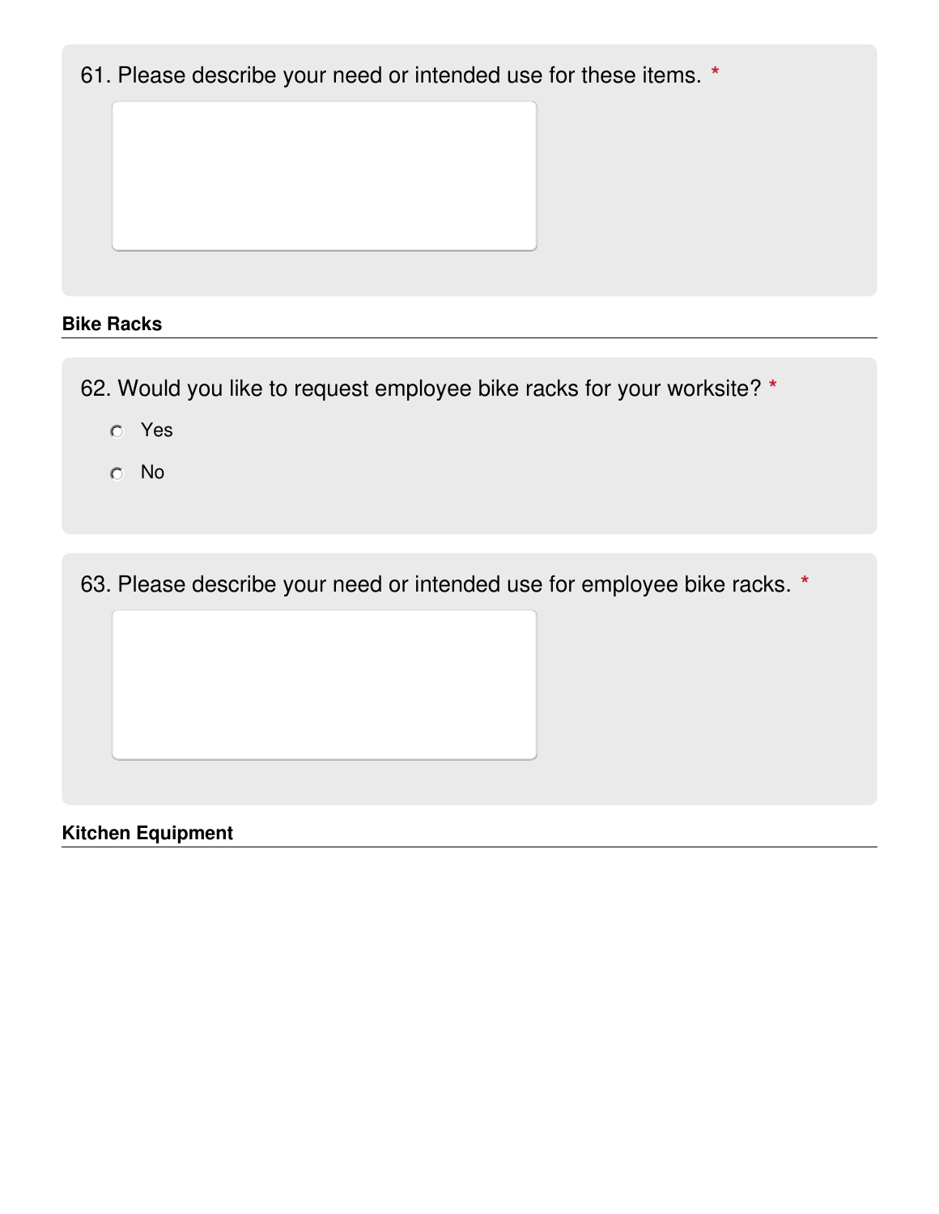61. Please describe your need or intended use for these items. *

### Bike Racks

62. Would you like to request employee bike racks for your worksite? *

- Yes
- No

63. Please describe your need or intended use for employee bike racks. *

### Kitchen Equipment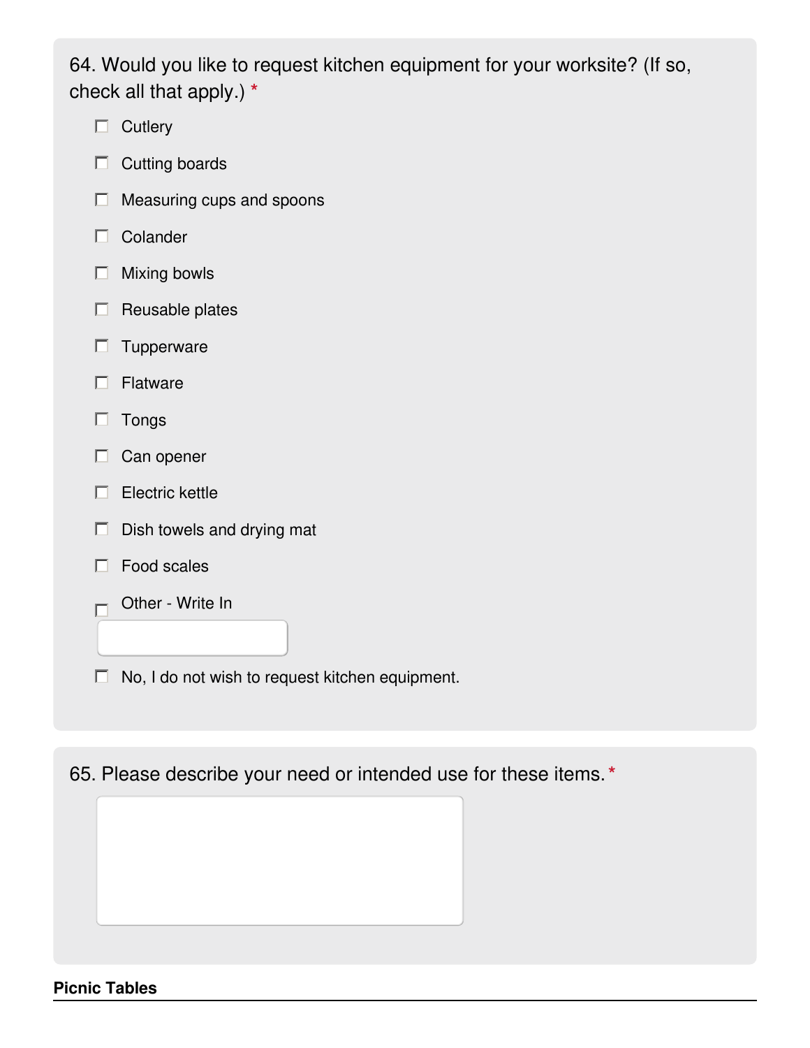64. Would you like to request kitchen equipment for your worksite? (If so, check all that apply.) *

- [ ] Cutlery
- [ ] Cutting boards
- [ ] Measuring cups and spoons
- [ ] Colander
- [ ] Mixing bowls
- [ ] Reusable plates
- [ ] Tupperware
- [ ] Flatware
- [ ] Tongs
- [ ] Can opener
- [ ] Electric kettle
- [ ] Dish towels and drying mat
- [ ] Food scales
- [ ] Other - Write In
- [ ] No, I do not wish to request kitchen equipment.

65. Please describe your need or intended use for these items. *

**Picnic Tables**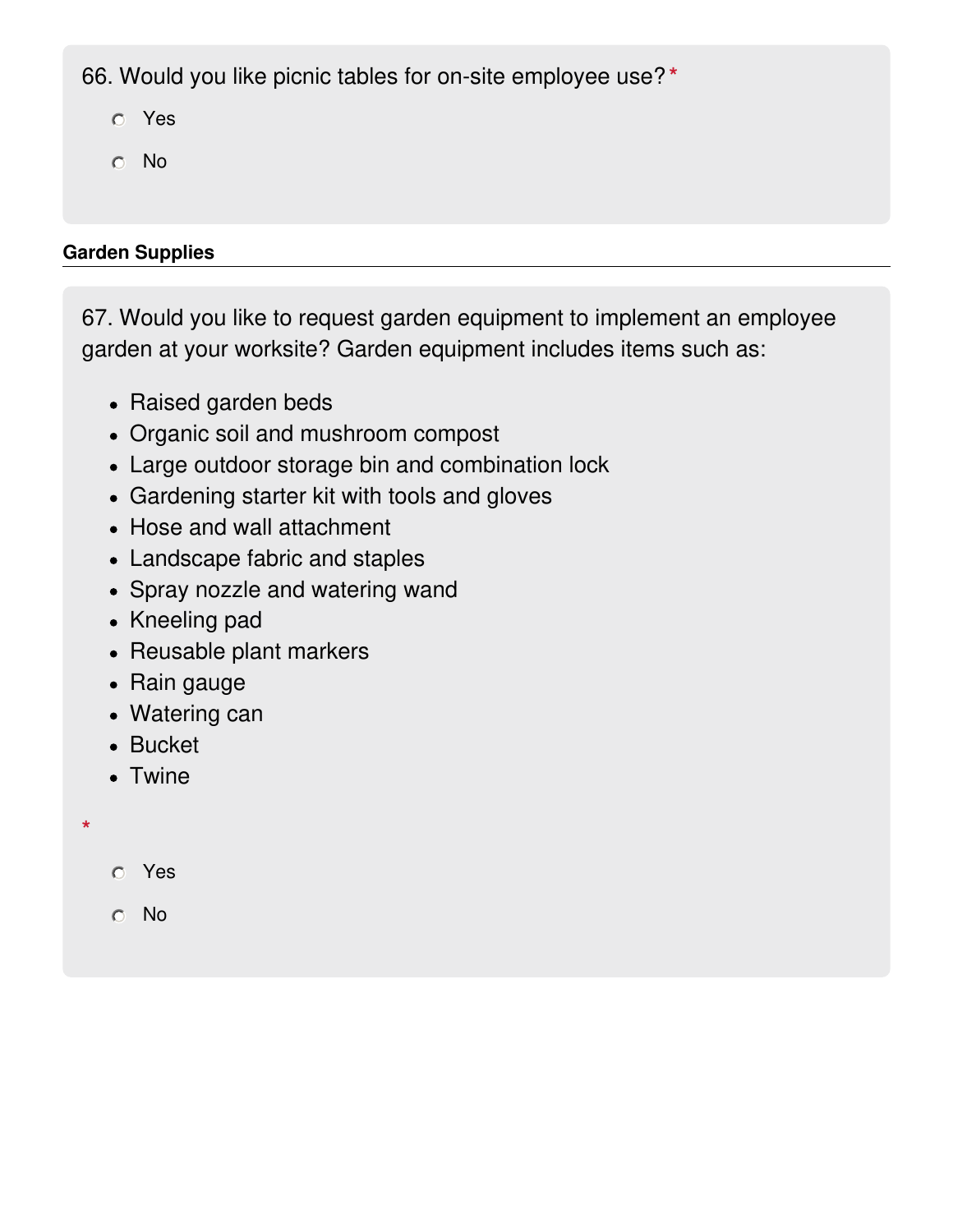66. Would you like picnic tables for on-site employee use? *

- ○ Yes
- ○ No

## Garden Supplies

67. Would you like to request garden equipment to implement an employee garden at your worksite? Garden equipment includes items such as:

- Raised garden beds
- Organic soil and mushroom compost
- Large outdoor storage bin and combination lock
- Gardening starter kit with tools and gloves
- Hose and wall attachment
- Landscape fabric and staples
- Spray nozzle and watering wand
- Kneeling pad
- Reusable plant markers
- Rain gauge
- Watering can
- Bucket
- Twine

*

- ○ Yes
- ○ No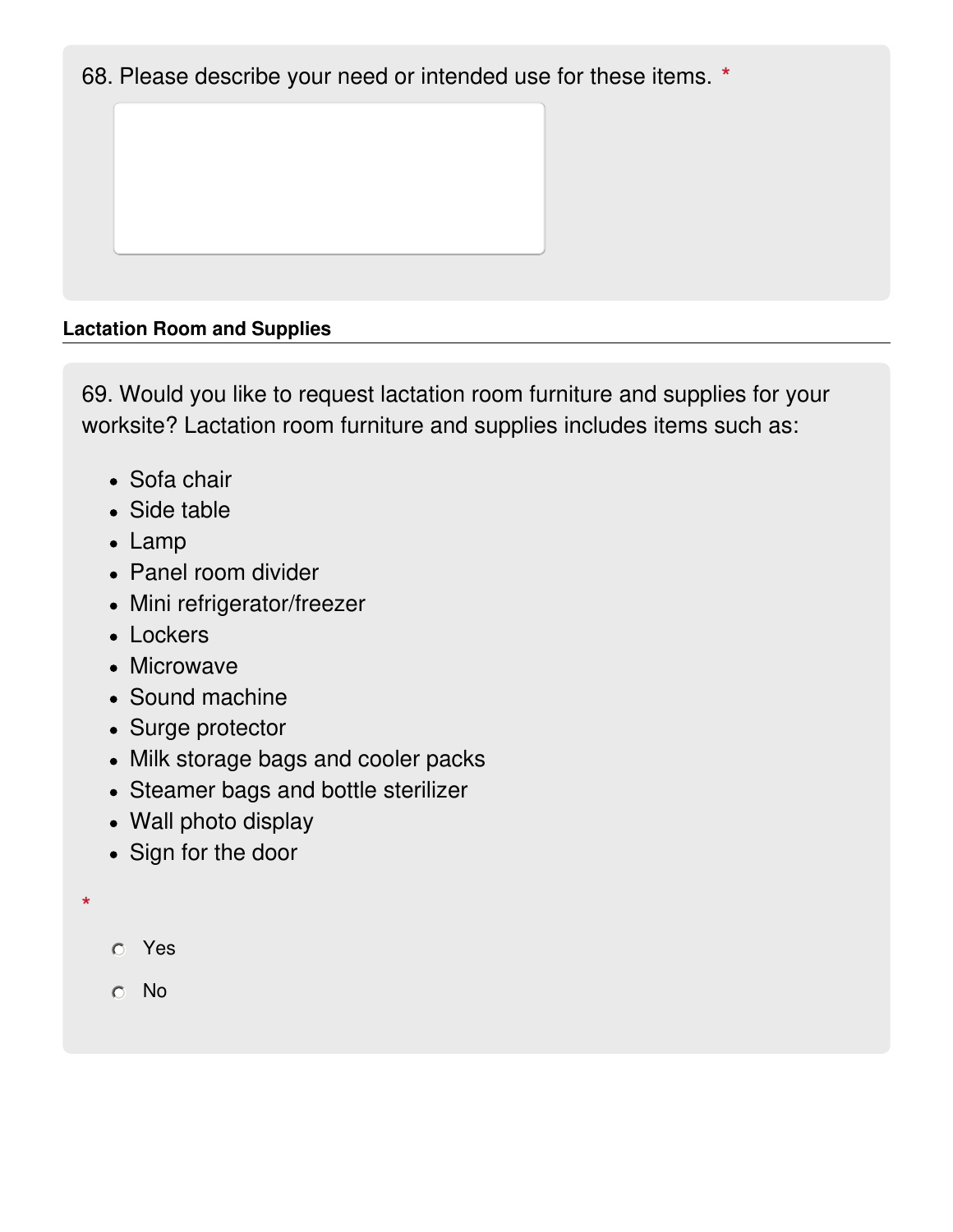68. Please describe your need or intended use for these items. *

**Lactation Room and Supplies**

69. Would you like to request lactation room furniture and supplies for your worksite? Lactation room furniture and supplies includes items such as:

- Sofa chair
- Side table
- Lamp
- Panel room divider
- Mini refrigerator/freezer
- Lockers
- Microwave
- Sound machine
- Surge protector
- Milk storage bags and cooler packs
- Steamer bags and bottle sterilizer
- Wall photo display
- Sign for the door

*

- Yes
- No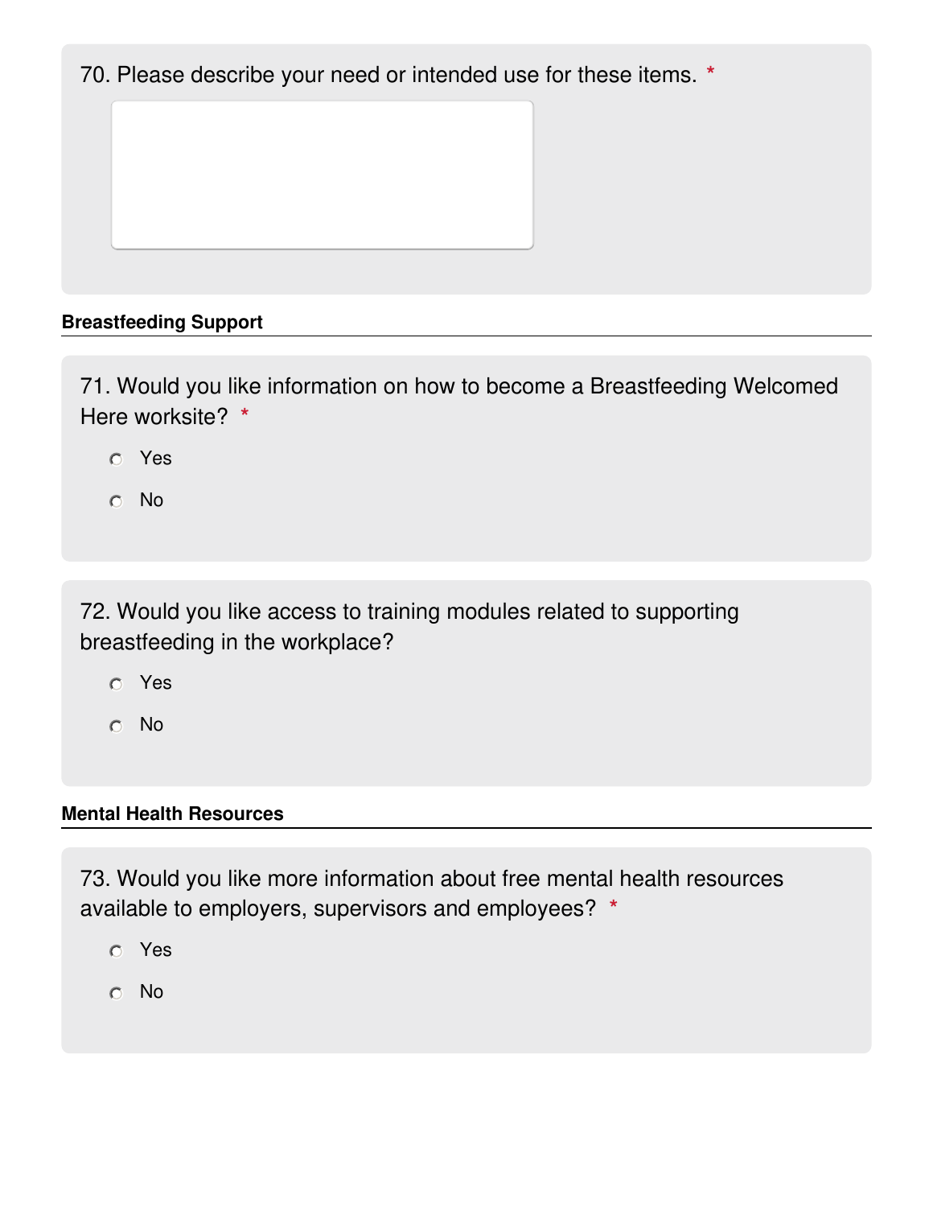70. Please describe your need or intended use for these items. *

## Breastfeeding Support

71. Would you like information on how to become a Breastfeeding Welcomed Here worksite? *

- Yes
- No

72. Would you like access to training modules related to supporting breastfeeding in the workplace?

- Yes
- No

## Mental Health Resources

73. Would you like more information about free mental health resources available to employers, supervisors and employees? *

- Yes
- No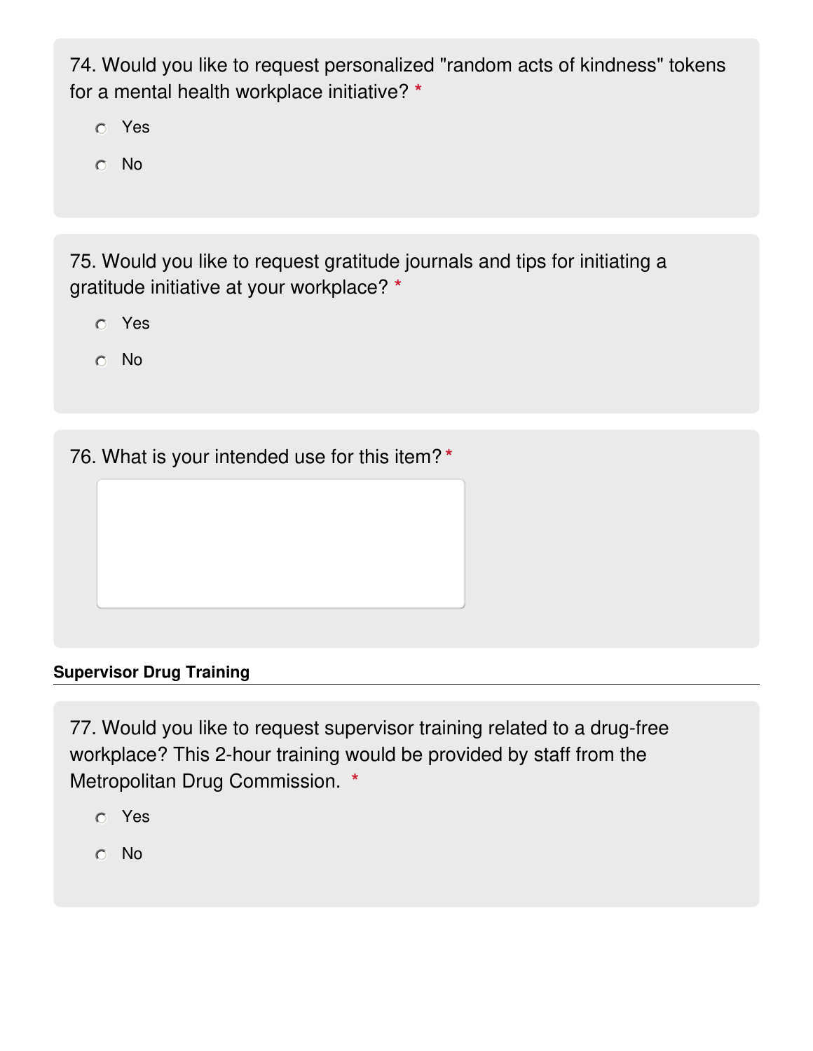74. Would you like to request personalized "random acts of kindness" tokens for a mental health workplace initiative? *

- Yes
- No

75. Would you like to request gratitude journals and tips for initiating a gratitude initiative at your workplace? *

- Yes
- No

76. What is your intended use for this item? *

**Supervisor Drug Training**

77. Would you like to request supervisor training related to a drug-free workplace? This 2-hour training would be provided by staff from the Metropolitan Drug Commission. *

- Yes
- No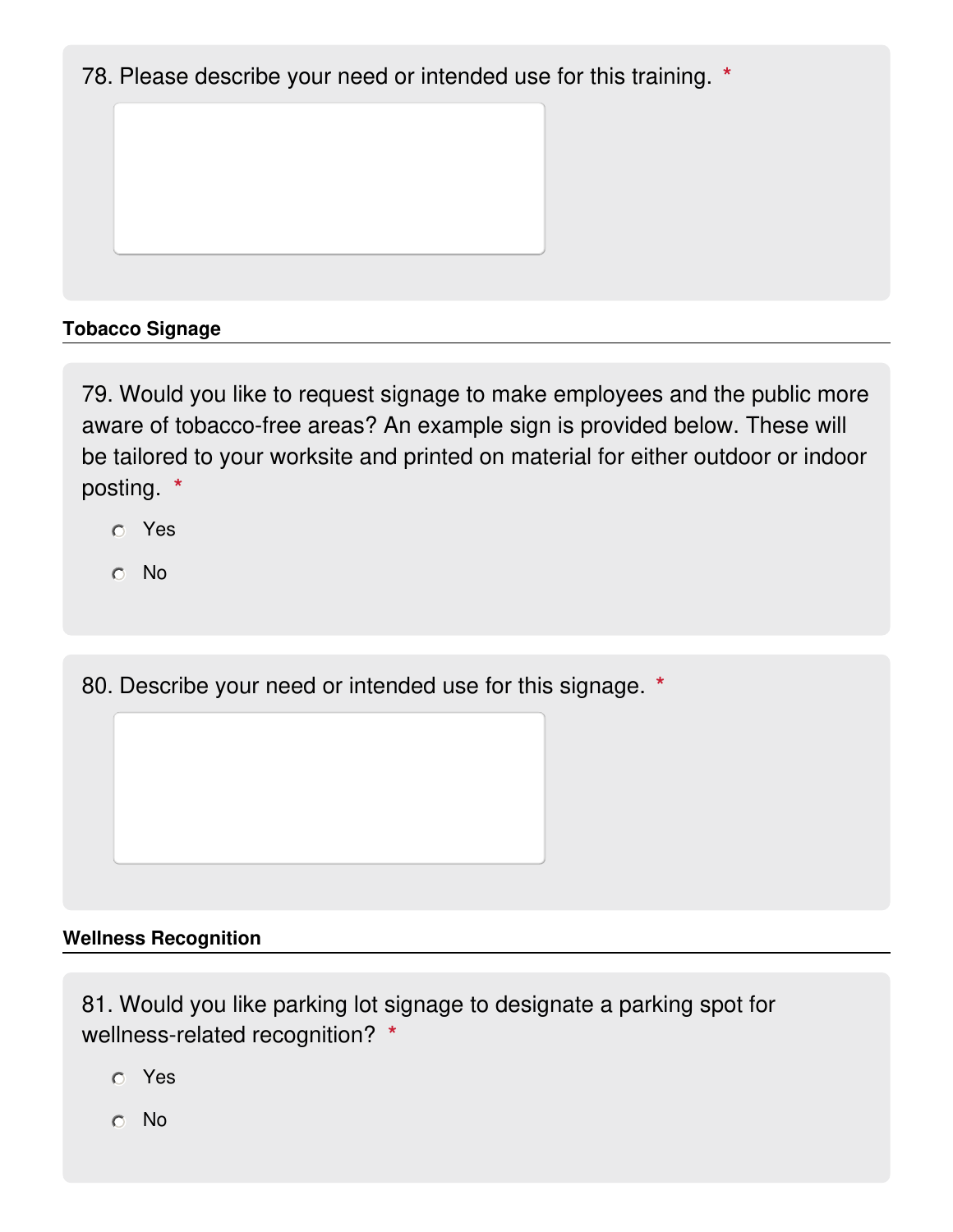78. Please describe your need or intended use for this training. *

### Tobacco Signage

79. Would you like to request signage to make employees and the public more aware of tobacco-free areas? An example sign is provided below. These will be tailored to your worksite and printed on material for either outdoor or indoor posting. *

- Yes
- No

80. Describe your need or intended use for this signage. *

### Wellness Recognition

81. Would you like parking lot signage to designate a parking spot for wellness-related recognition? *

- Yes
- No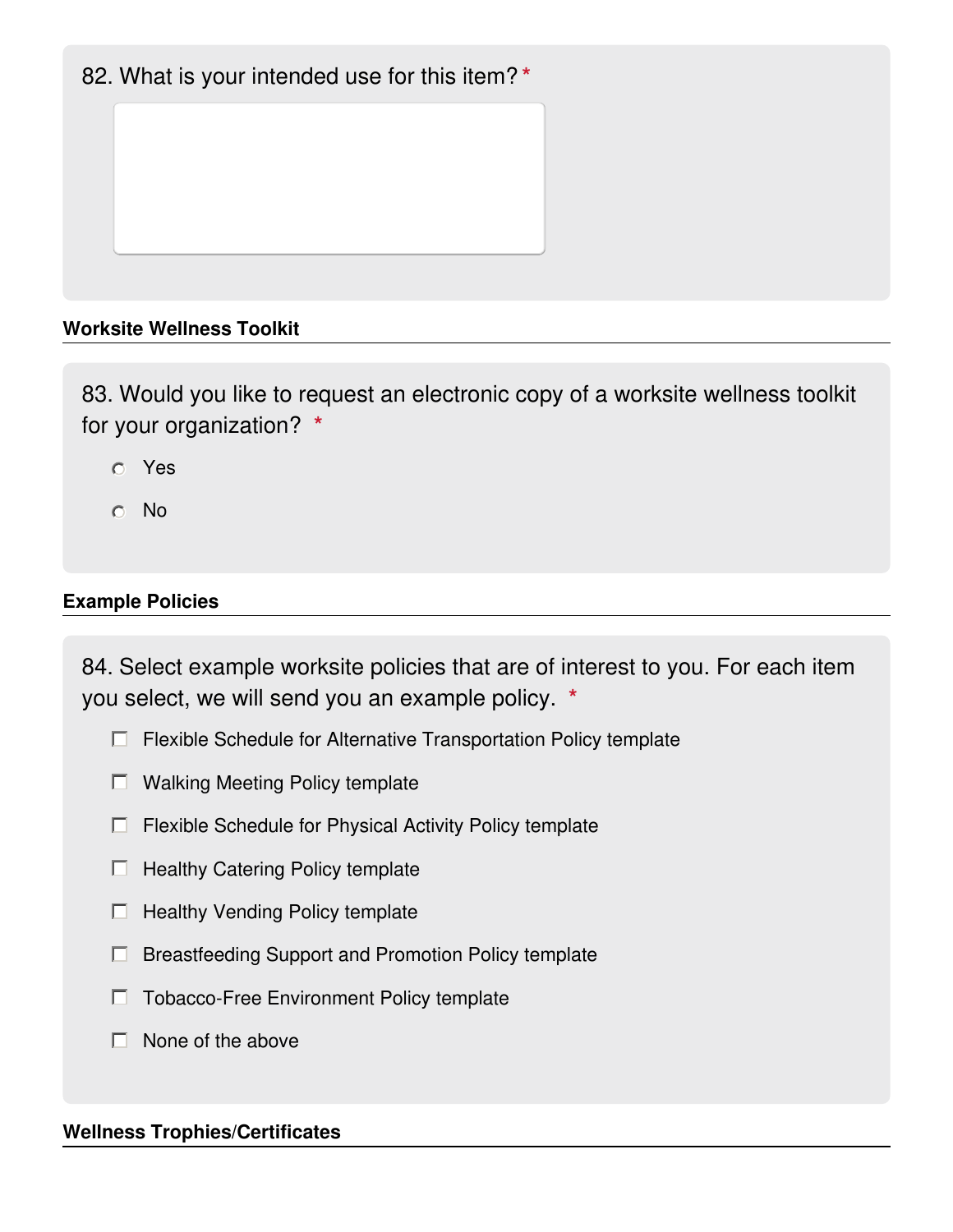82. What is your intended use for this item? *

## Worksite Wellness Toolkit

83. Would you like to request an electronic copy of a worksite wellness toolkit for your organization? *

- ○ Yes
- ○ No

## Example Policies

84. Select example worksite policies that are of interest to you. For each item you select, we will send you an example policy. *

- ☐ Flexible Schedule for Alternative Transportation Policy template
- ☐ Walking Meeting Policy template
- ☐ Flexible Schedule for Physical Activity Policy template
- ☐ Healthy Catering Policy template
- ☐ Healthy Vending Policy template
- ☐ Breastfeeding Support and Promotion Policy template
- ☐ Tobacco-Free Environment Policy template
- ☐ None of the above

## Wellness Trophies/Certificates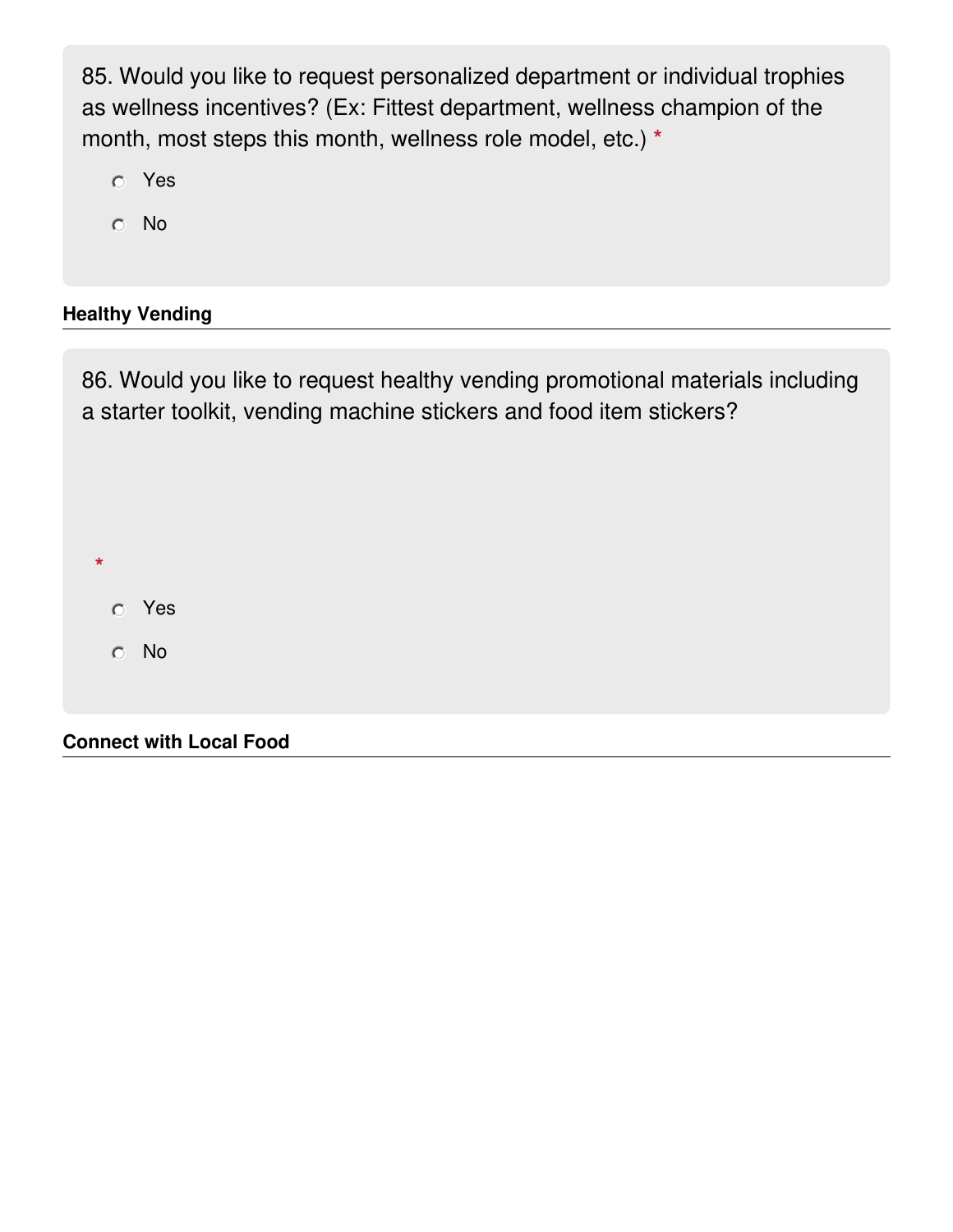85. Would you like to request personalized department or individual trophies as wellness incentives? (Ex: Fittest department, wellness champion of the month, most steps this month, wellness role model, etc.) *

- Yes
- No

**Healthy Vending**

86. Would you like to request healthy vending promotional materials including a starter toolkit, vending machine stickers and food item stickers?

*

- Yes
- No

**Connect with Local Food**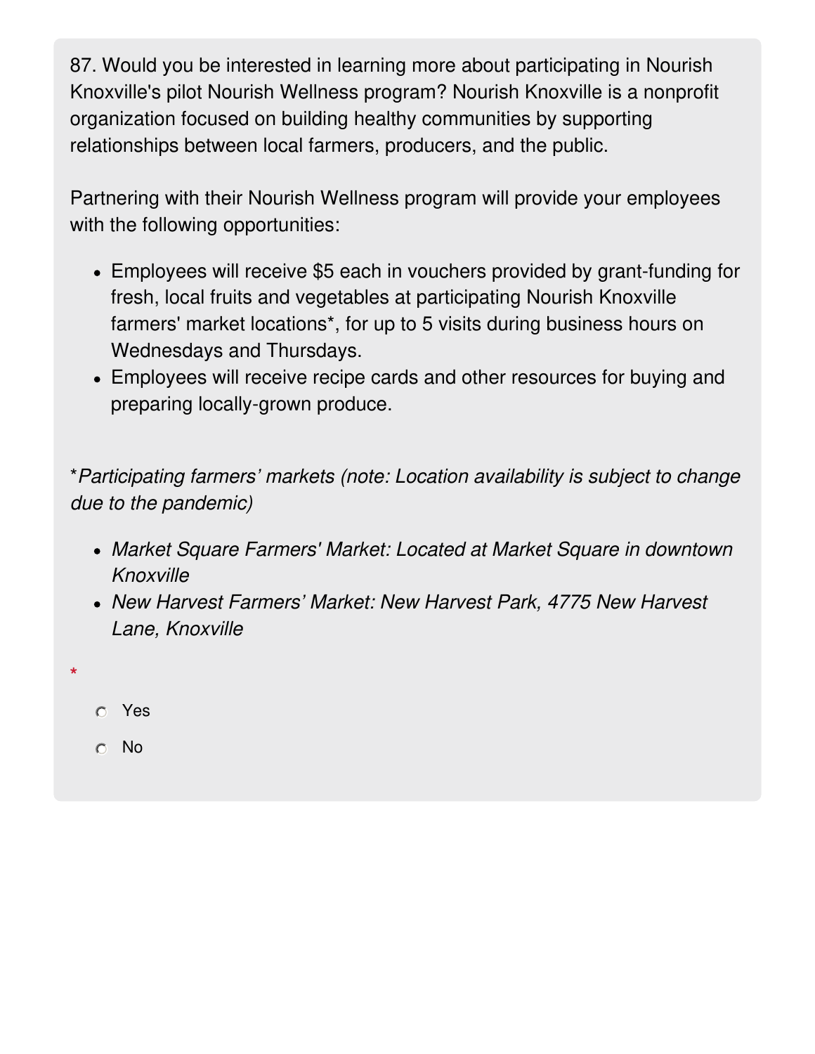87. Would you be interested in learning more about participating in Nourish Knoxville's pilot Nourish Wellness program? Nourish Knoxville is a nonprofit organization focused on building healthy communities by supporting relationships between local farmers, producers, and the public.

Partnering with their Nourish Wellness program will provide your employees with the following opportunities:

- Employees will receive $5 each in vouchers provided by grant-funding for fresh, local fruits and vegetables at participating Nourish Knoxville farmers' market locations*, for up to 5 visits during business hours on Wednesdays and Thursdays.
- Employees will receive recipe cards and other resources for buying and preparing locally-grown produce.

**Participating farmers' markets (note: Location availability is subject to change due to the pandemic)*

- *Market Square Farmers' Market: Located at Market Square in downtown Knoxville*
- *New Harvest Farmers' Market: New Harvest Park, 4775 New Harvest Lane, Knoxville*

*

- ○ Yes
- ○ No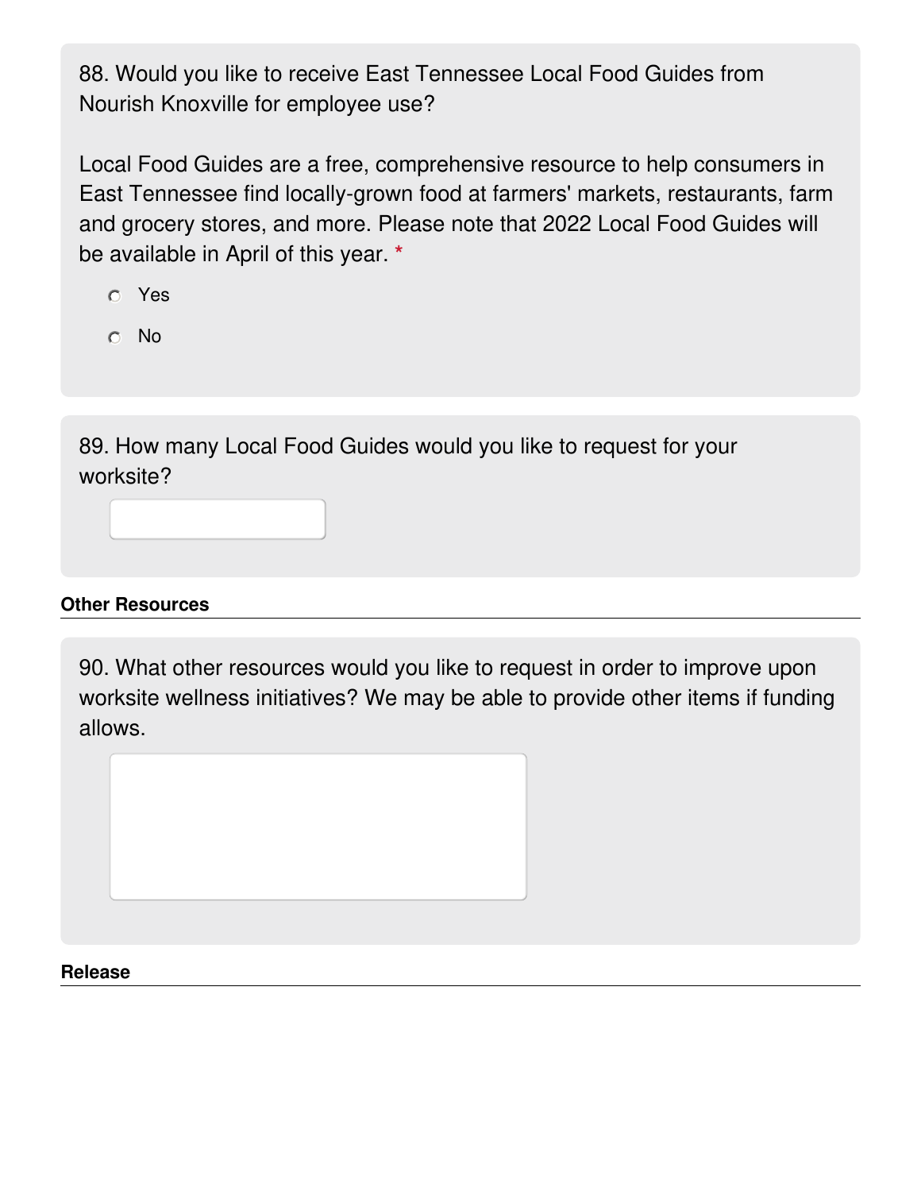88. Would you like to receive East Tennessee Local Food Guides from Nourish Knoxville for employee use?

Local Food Guides are a free, comprehensive resource to help consumers in East Tennessee find locally-grown food at farmers' markets, restaurants, farm and grocery stores, and more. Please note that 2022 Local Food Guides will be available in April of this year. *

- Yes
- No

89. How many Local Food Guides would you like to request for your worksite?

### Other Resources

90. What other resources would you like to request in order to improve upon worksite wellness initiatives? We may be able to provide other items if funding allows.

### Release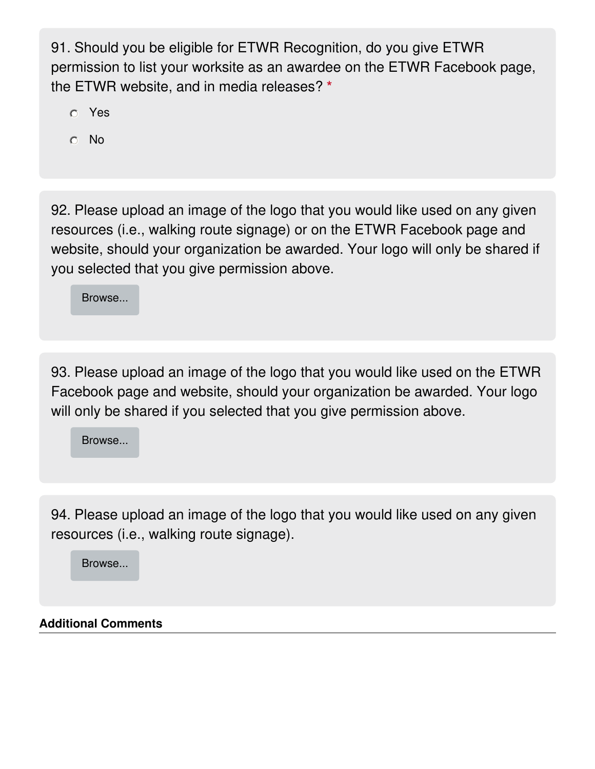91. Should you be eligible for ETWR Recognition, do you give ETWR permission to list your worksite as an awardee on the ETWR Facebook page, the ETWR website, and in media releases? *

- Yes
- No

92. Please upload an image of the logo that you would like used on any given resources (i.e., walking route signage) or on the ETWR Facebook page and website, should your organization be awarded. Your logo will only be shared if you selected that you give permission above.

Browse...

93. Please upload an image of the logo that you would like used on the ETWR Facebook page and website, should your organization be awarded. Your logo will only be shared if you selected that you give permission above.

Browse...

94. Please upload an image of the logo that you would like used on any given resources (i.e., walking route signage).

Browse...

**Additional Comments**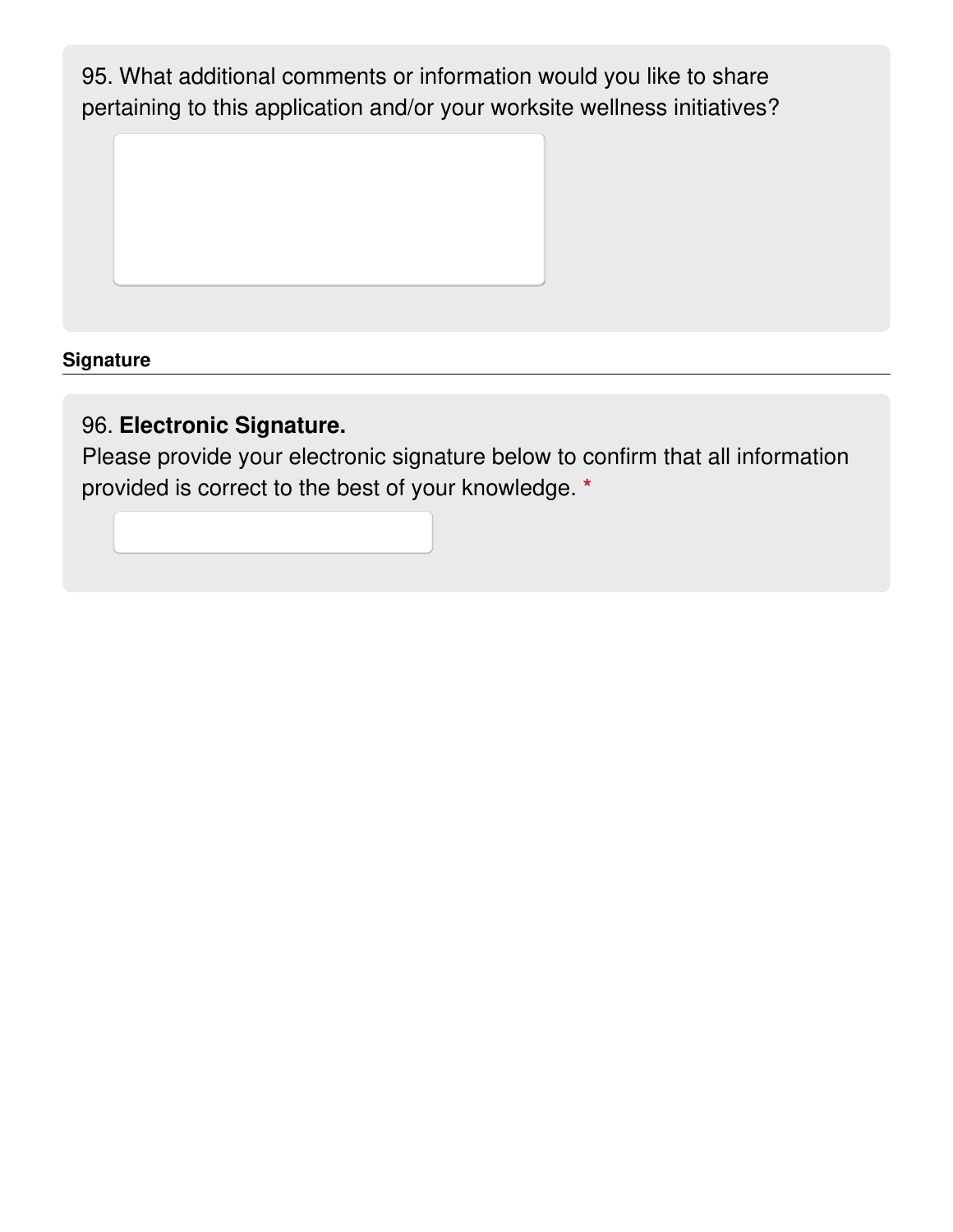95. What additional comments or information would you like to share pertaining to this application and/or your worksite wellness initiatives?

## Signature

96. **Electronic Signature.**
Please provide your electronic signature below to confirm that all information provided is correct to the best of your knowledge. *